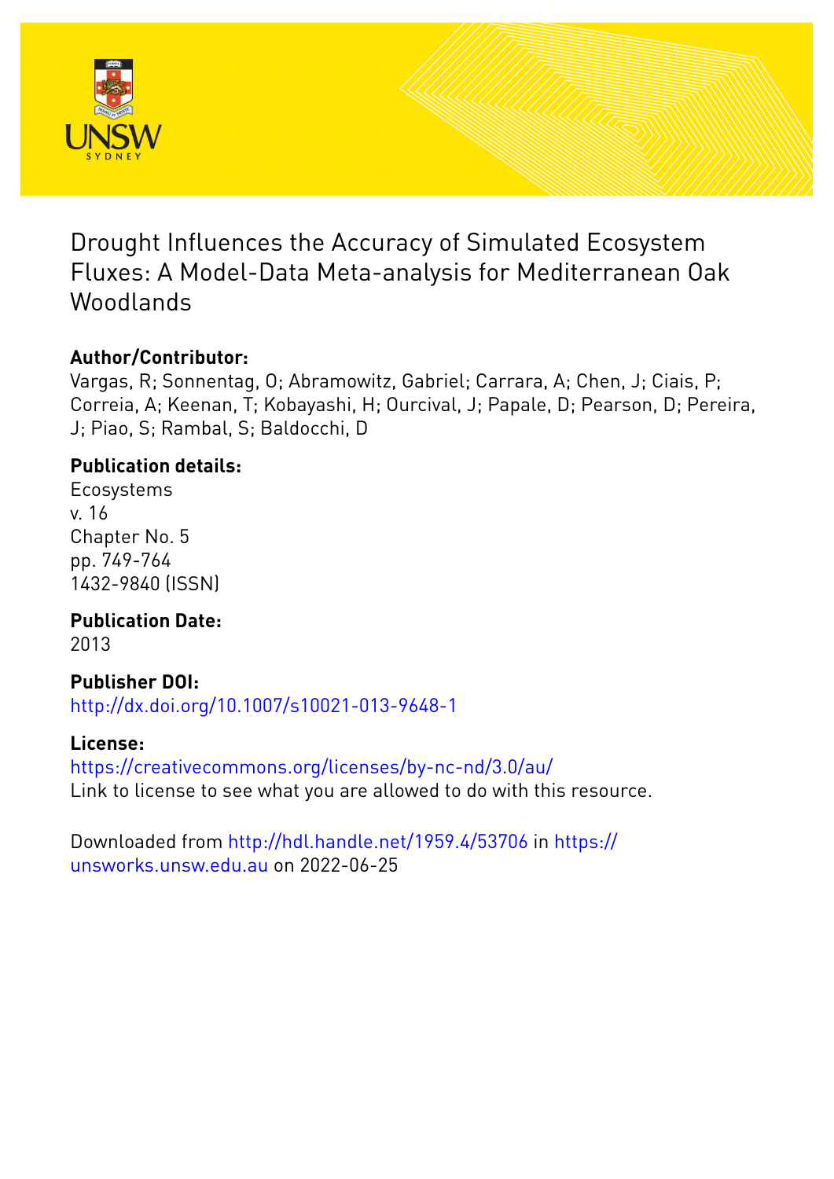# Drought Influences the Accuracy of Simulated Ecosystem Fluxes: A Model-Data Meta-analysis for Mediterranean Oak Woodlands

## Author/Contributor:

Vargas, R; Sonnentag, O; Abramowitz, Gabriel; Carrara, A; Chen, J; Ciais, P; Correia, A; Keenan, T; Kobayashi, H; Ourcival, J; Papale, D; Pearson, D; Pereira, J; Piao, S; Rambal, S; Baldocchi, D

## Publication details:

Ecosystems
v. 16
Chapter No. 5
pp. 749-764
1432-9840 (ISSN)

## Publication Date:

2013

## Publisher DOI:

http://dx.doi.org/10.1007/s10021-013-9648-1

## License:

https://creativecommons.org/licenses/by-nc-nd/3.0/au/
Link to license to see what you are allowed to do with this resource.

Downloaded from http://hdl.handle.net/1959.4/53706 in https://unsworks.unsw.edu.au on 2022-06-25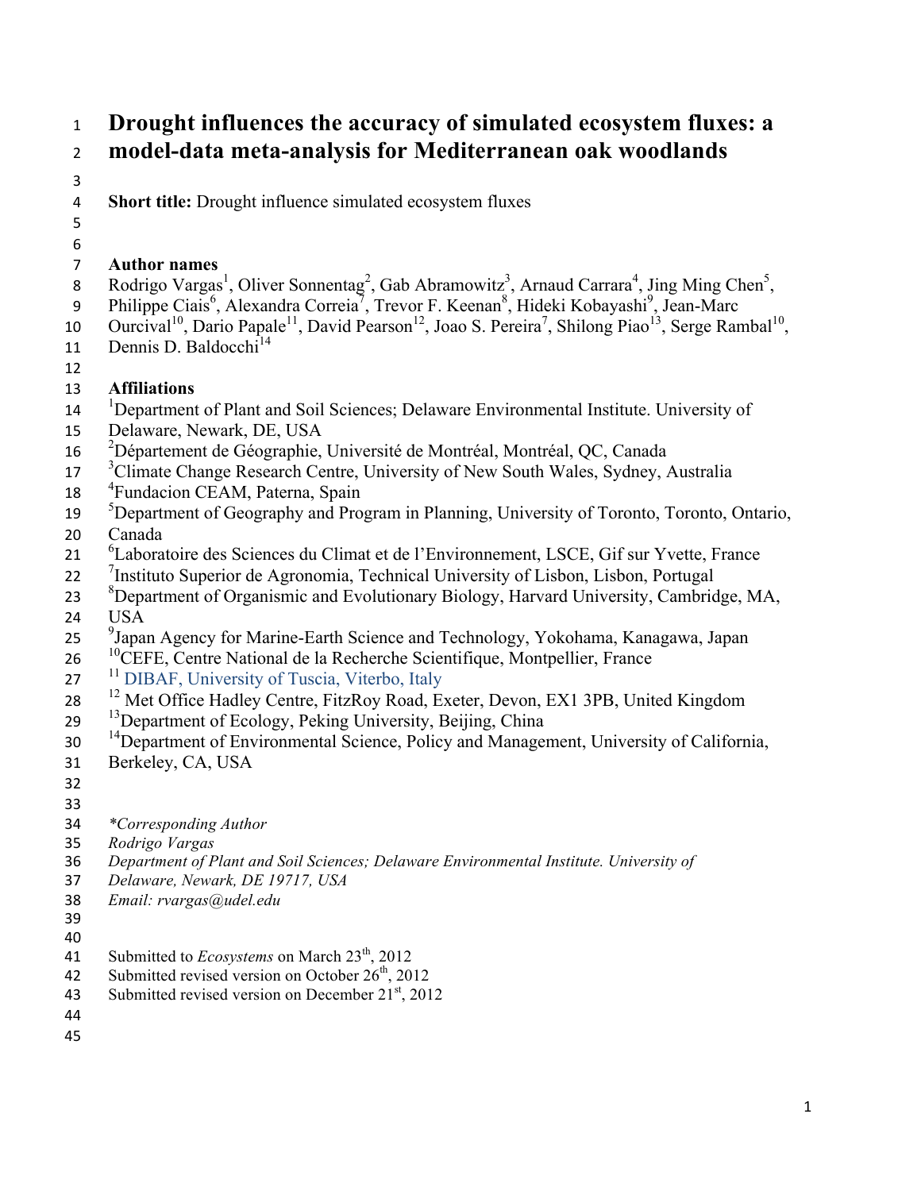# Drought influences the accuracy of simulated ecosystem fluxes: a model-data meta-analysis for Mediterranean oak woodlands

**Short title:** Drought influence simulated ecosystem fluxes

**Author names**

Rodrigo Vargas[1], Oliver Sonnentag[2], Gab Abramowitz[3], Arnaud Carrara[4], Jing Ming Chen[5], Philippe Ciais[6], Alexandra Correia[7], Trevor F. Keenan[8], Hideki Kobayashi[9], Jean-Marc Ourcival[10], Dario Papale[11], David Pearson[12], Joao S. Pereira[7], Shilong Piao[13], Serge Rambal[10], Dennis D. Baldocchi[14]

**Affiliations**

[1]Department of Plant and Soil Sciences; Delaware Environmental Institute. University of Delaware, Newark, DE, USA

[2]Département de Géographie, Université de Montréal, Montréal, QC, Canada

[3]Climate Change Research Centre, University of New South Wales, Sydney, Australia

[4]Fundacion CEAM, Paterna, Spain

[5]Department of Geography and Program in Planning, University of Toronto, Toronto, Ontario, Canada

[6]Laboratoire des Sciences du Climat et de l'Environnement, LSCE, Gif sur Yvette, France

[7]Instituto Superior de Agronomia, Technical University of Lisbon, Lisbon, Portugal

[8]Department of Organismic and Evolutionary Biology, Harvard University, Cambridge, MA, USA

[9]Japan Agency for Marine-Earth Science and Technology, Yokohama, Kanagawa, Japan

[10]CEFE, Centre National de la Recherche Scientifique, Montpellier, France

[11] DIBAF, University of Tuscia, Viterbo, Italy

[12] Met Office Hadley Centre, FitzRoy Road, Exeter, Devon, EX1 3PB, United Kingdom

[13]Department of Ecology, Peking University, Beijing, China

[14]Department of Environmental Science, Policy and Management, University of California, Berkeley, CA, USA

*\*Corresponding Author*
*Rodrigo Vargas*
*Department of Plant and Soil Sciences; Delaware Environmental Institute. University of Delaware, Newark, DE 19717, USA*
*Email: rvargas@udel.edu*

Submitted to *Ecosystems* on March 23th, 2012
Submitted revised version on October 26th, 2012
Submitted revised version on December 21st, 2012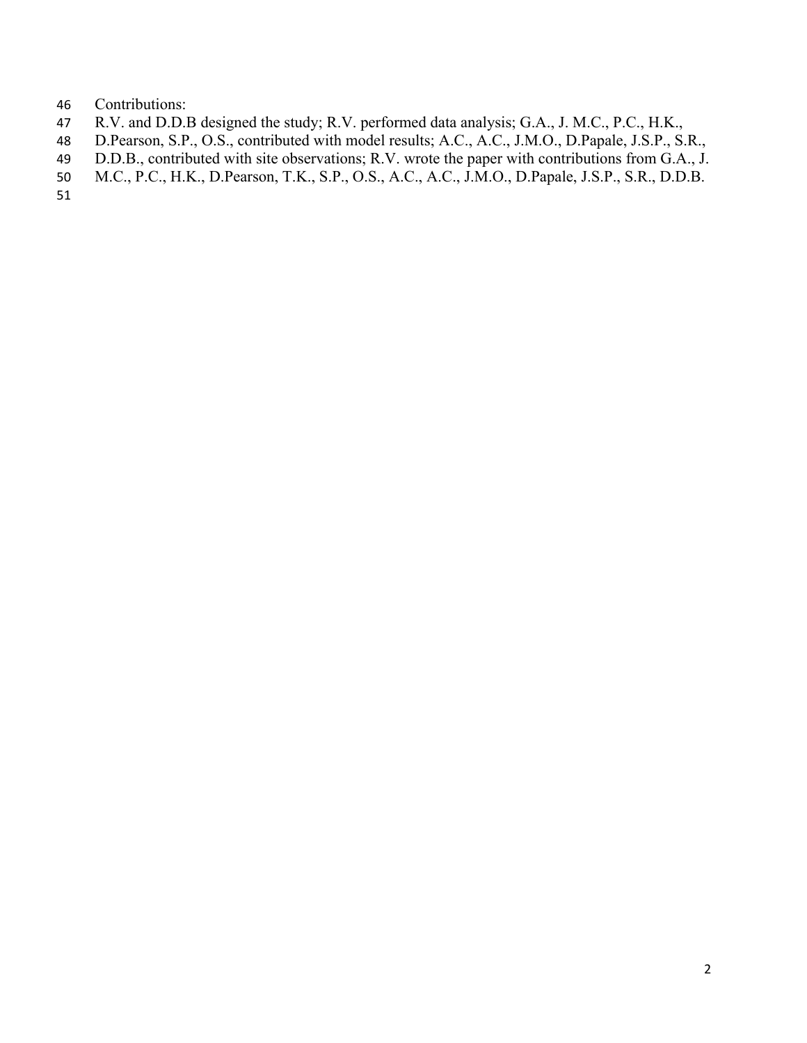Contributions:

R.V. and D.D.B designed the study; R.V. performed data analysis; G.A., J. M.C., P.C., H.K., D.Pearson, S.P., O.S., contributed with model results; A.C., A.C., J.M.O., D.Papale, J.S.P., S.R., D.D.B., contributed with site observations; R.V. wrote the paper with contributions from G.A., J. M.C., P.C., H.K., D.Pearson, T.K., S.P., O.S., A.C., A.C., J.M.O., D.Papale, J.S.P., S.R., D.D.B.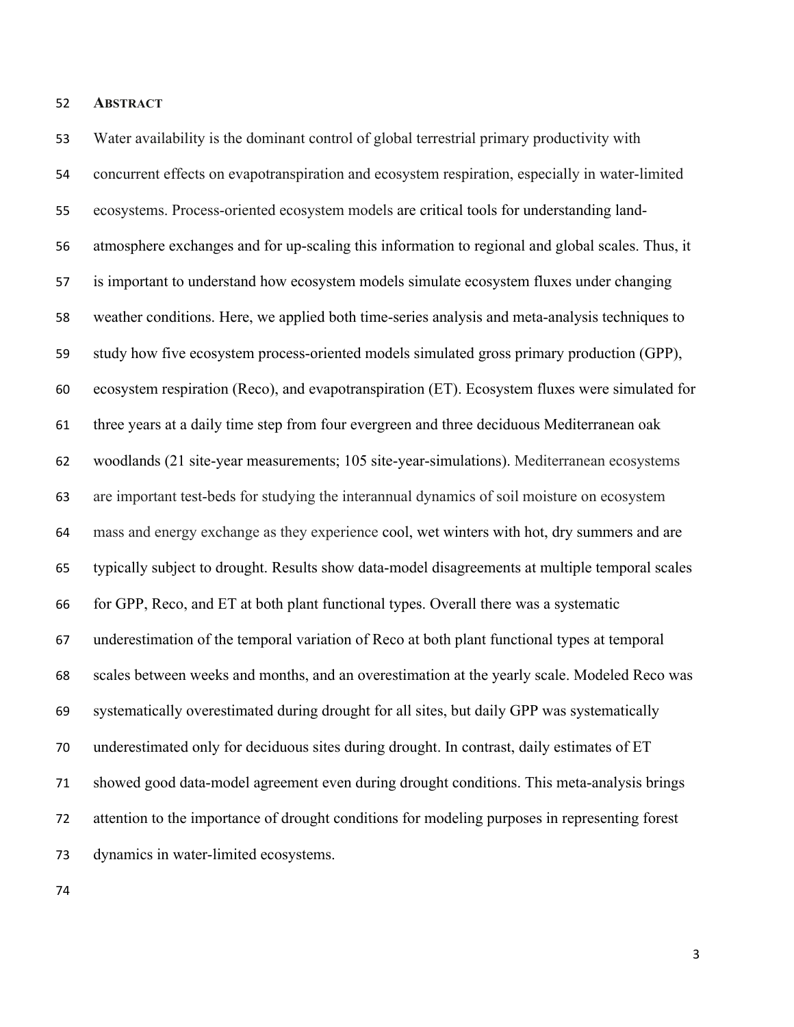## ABSTRACT

Water availability is the dominant control of global terrestrial primary productivity with concurrent effects on evapotranspiration and ecosystem respiration, especially in water-limited ecosystems. Process-oriented ecosystem models are critical tools for understanding land-atmosphere exchanges and for up-scaling this information to regional and global scales. Thus, it is important to understand how ecosystem models simulate ecosystem fluxes under changing weather conditions. Here, we applied both time-series analysis and meta-analysis techniques to study how five ecosystem process-oriented models simulated gross primary production (GPP), ecosystem respiration (Reco), and evapotranspiration (ET). Ecosystem fluxes were simulated for three years at a daily time step from four evergreen and three deciduous Mediterranean oak woodlands (21 site-year measurements; 105 site-year-simulations). Mediterranean ecosystems are important test-beds for studying the interannual dynamics of soil moisture on ecosystem mass and energy exchange as they experience cool, wet winters with hot, dry summers and are typically subject to drought. Results show data-model disagreements at multiple temporal scales for GPP, Reco, and ET at both plant functional types. Overall there was a systematic underestimation of the temporal variation of Reco at both plant functional types at temporal scales between weeks and months, and an overestimation at the yearly scale. Modeled Reco was systematically overestimated during drought for all sites, but daily GPP was systematically underestimated only for deciduous sites during drought. In contrast, daily estimates of ET showed good data-model agreement even during drought conditions. This meta-analysis brings attention to the importance of drought conditions for modeling purposes in representing forest dynamics in water-limited ecosystems.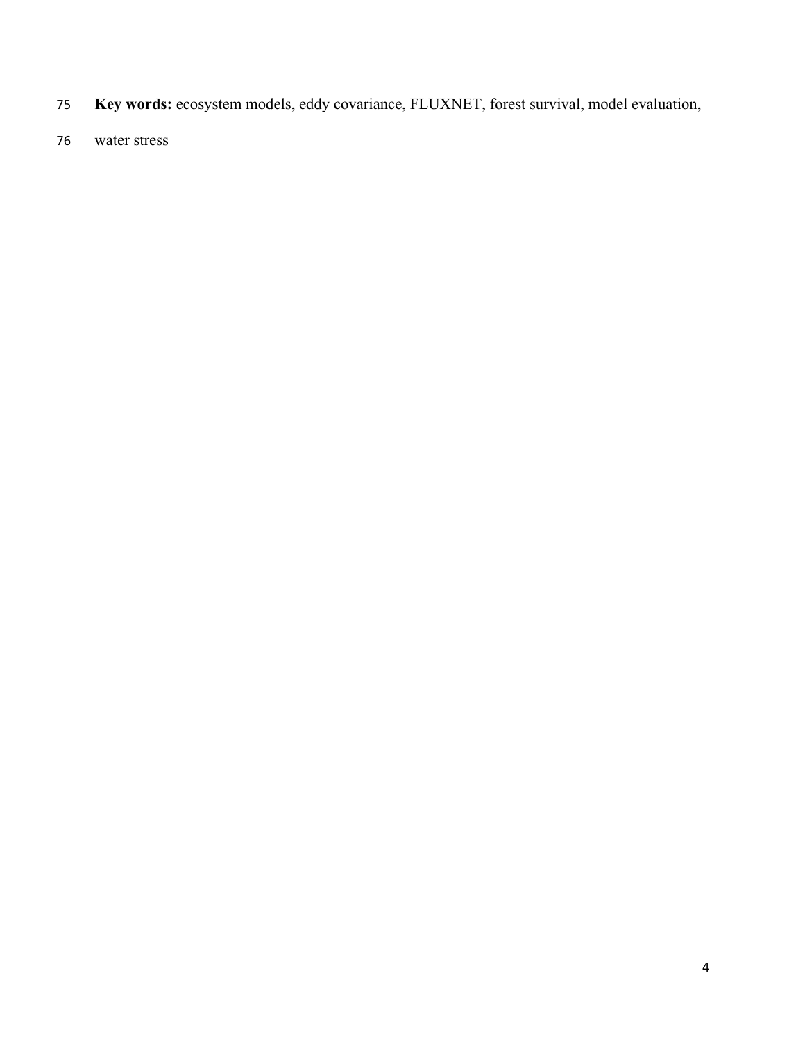**Key words:** ecosystem models, eddy covariance, FLUXNET, forest survival, model evaluation, water stress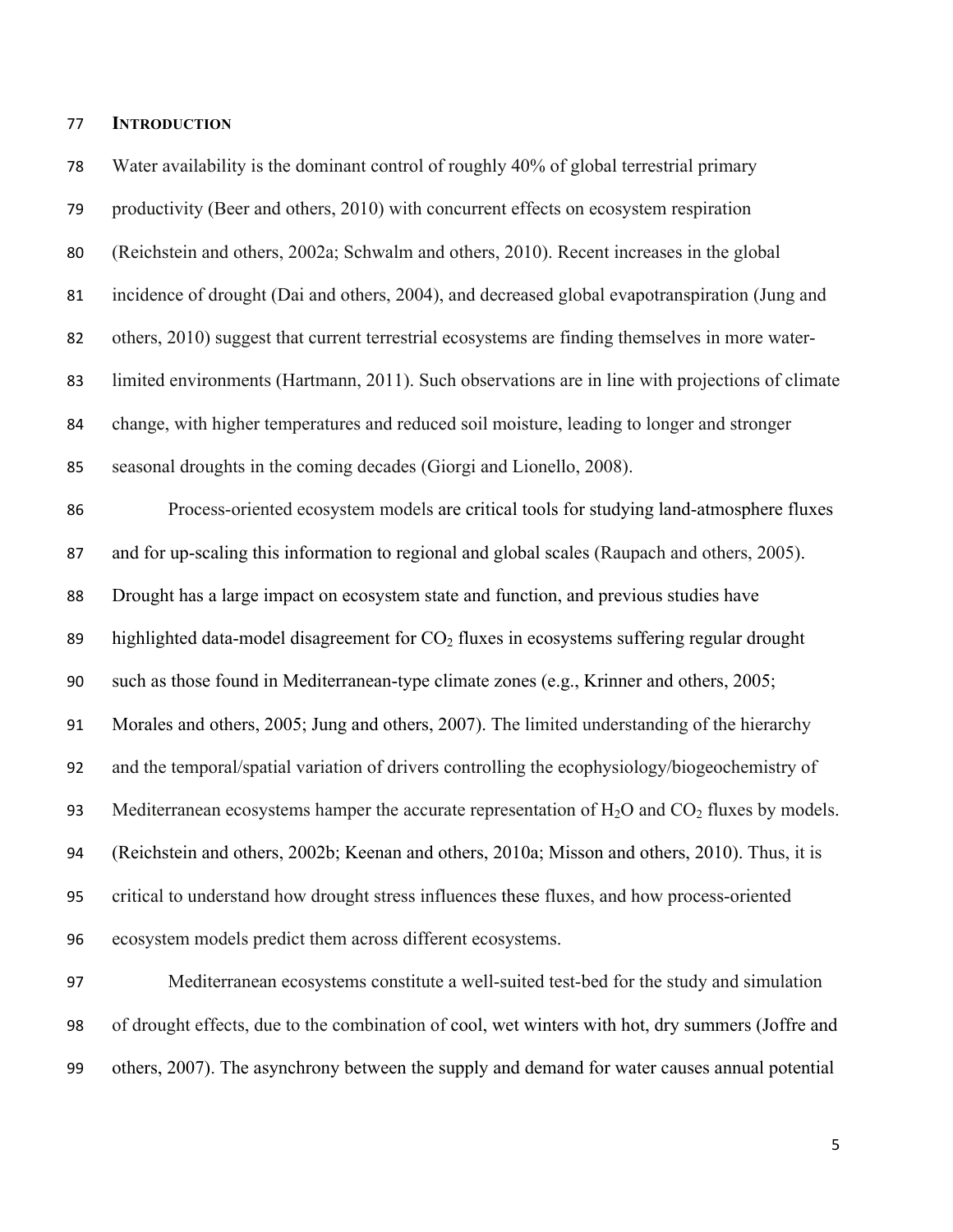## INTRODUCTION

Water availability is the dominant control of roughly 40% of global terrestrial primary productivity (Beer and others, 2010) with concurrent effects on ecosystem respiration (Reichstein and others, 2002a; Schwalm and others, 2010). Recent increases in the global incidence of drought (Dai and others, 2004), and decreased global evapotranspiration (Jung and others, 2010) suggest that current terrestrial ecosystems are finding themselves in more water-limited environments (Hartmann, 2011). Such observations are in line with projections of climate change, with higher temperatures and reduced soil moisture, leading to longer and stronger seasonal droughts in the coming decades (Giorgi and Lionello, 2008).

Process-oriented ecosystem models are critical tools for studying land-atmosphere fluxes and for up-scaling this information to regional and global scales (Raupach and others, 2005). Drought has a large impact on ecosystem state and function, and previous studies have highlighted data-model disagreement for $CO_2$ fluxes in ecosystems suffering regular drought such as those found in Mediterranean-type climate zones (e.g., Krinner and others, 2005; Morales and others, 2005; Jung and others, 2007). The limited understanding of the hierarchy and the temporal/spatial variation of drivers controlling the ecophysiology/biogeochemistry of Mediterranean ecosystems hamper the accurate representation of $H_2O$ and $CO_2$ fluxes by models. (Reichstein and others, 2002b; Keenan and others, 2010a; Misson and others, 2010). Thus, it is critical to understand how drought stress influences these fluxes, and how process-oriented ecosystem models predict them across different ecosystems.

Mediterranean ecosystems constitute a well-suited test-bed for the study and simulation of drought effects, due to the combination of cool, wet winters with hot, dry summers (Joffre and others, 2007). The asynchrony between the supply and demand for water causes annual potential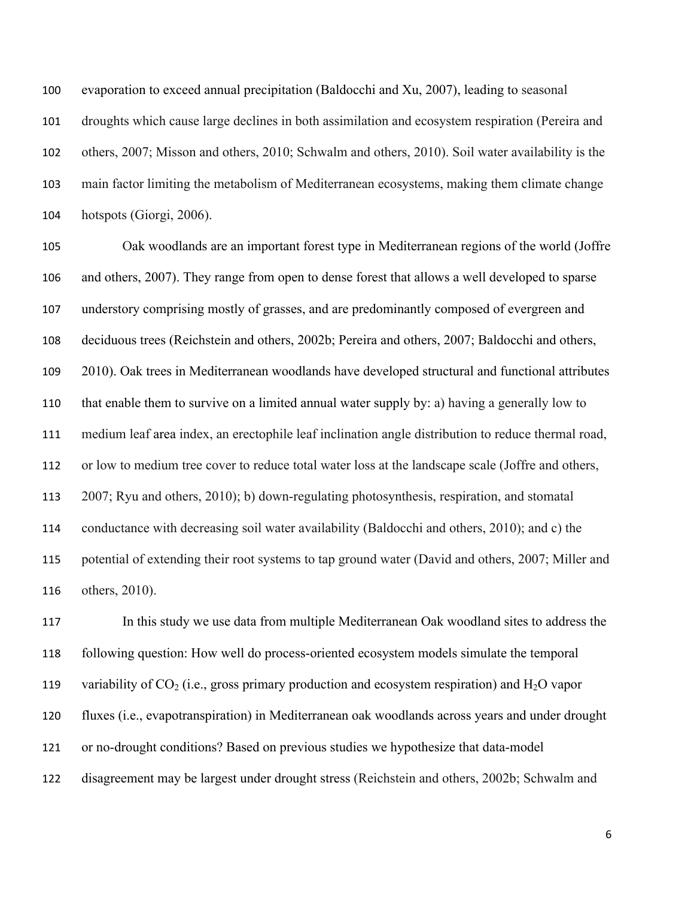evaporation to exceed annual precipitation (Baldocchi and Xu, 2007), leading to seasonal droughts which cause large declines in both assimilation and ecosystem respiration (Pereira and others, 2007; Misson and others, 2010; Schwalm and others, 2010). Soil water availability is the main factor limiting the metabolism of Mediterranean ecosystems, making them climate change hotspots (Giorgi, 2006).

Oak woodlands are an important forest type in Mediterranean regions of the world (Joffre and others, 2007). They range from open to dense forest that allows a well developed to sparse understory comprising mostly of grasses, and are predominantly composed of evergreen and deciduous trees (Reichstein and others, 2002b; Pereira and others, 2007; Baldocchi and others, 2010). Oak trees in Mediterranean woodlands have developed structural and functional attributes that enable them to survive on a limited annual water supply by: a) having a generally low to medium leaf area index, an erectophile leaf inclination angle distribution to reduce thermal road, or low to medium tree cover to reduce total water loss at the landscape scale (Joffre and others, 2007; Ryu and others, 2010); b) down-regulating photosynthesis, respiration, and stomatal conductance with decreasing soil water availability (Baldocchi and others, 2010); and c) the potential of extending their root systems to tap ground water (David and others, 2007; Miller and others, 2010).

In this study we use data from multiple Mediterranean Oak woodland sites to address the following question: How well do process-oriented ecosystem models simulate the temporal variability of $CO_2$ (i.e., gross primary production and ecosystem respiration) and $H_2O$ vapor fluxes (i.e., evapotranspiration) in Mediterranean oak woodlands across years and under drought or no-drought conditions? Based on previous studies we hypothesize that data-model disagreement may be largest under drought stress (Reichstein and others, 2002b; Schwalm and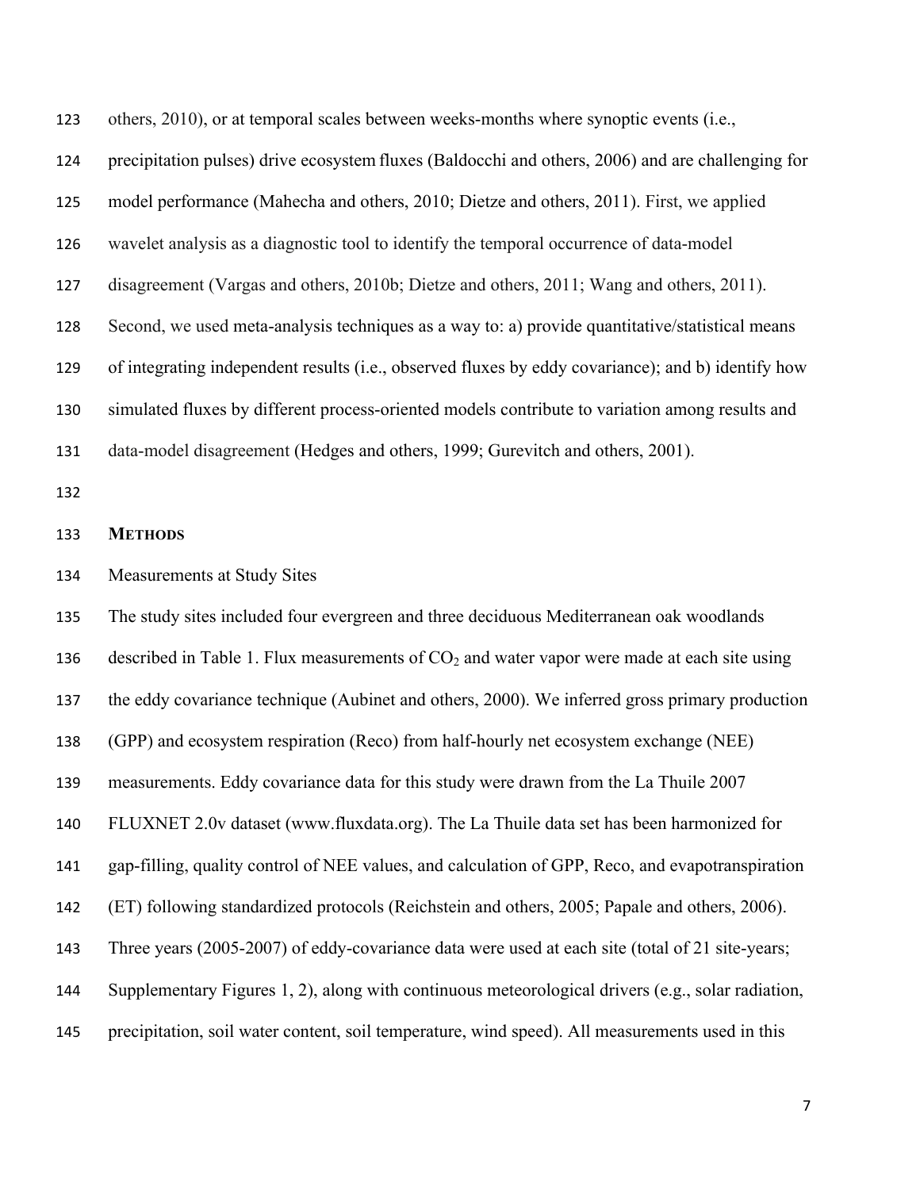others, 2010), or at temporal scales between weeks-months where synoptic events (i.e., precipitation pulses) drive ecosystem fluxes (Baldocchi and others, 2006) and are challenging for model performance (Mahecha and others, 2010; Dietze and others, 2011). First, we applied wavelet analysis as a diagnostic tool to identify the temporal occurrence of data-model disagreement (Vargas and others, 2010b; Dietze and others, 2011; Wang and others, 2011). Second, we used meta-analysis techniques as a way to: a) provide quantitative/statistical means of integrating independent results (i.e., observed fluxes by eddy covariance); and b) identify how simulated fluxes by different process-oriented models contribute to variation among results and data-model disagreement (Hedges and others, 1999; Gurevitch and others, 2001).

## METHODS

### Measurements at Study Sites

The study sites included four evergreen and three deciduous Mediterranean oak woodlands described in Table 1. Flux measurements of $CO_2$ and water vapor were made at each site using the eddy covariance technique (Aubinet and others, 2000). We inferred gross primary production (GPP) and ecosystem respiration (Reco) from half-hourly net ecosystem exchange (NEE) measurements. Eddy covariance data for this study were drawn from the La Thuile 2007 FLUXNET 2.0v dataset (www.fluxdata.org). The La Thuile data set has been harmonized for gap-filling, quality control of NEE values, and calculation of GPP, Reco, and evapotranspiration (ET) following standardized protocols (Reichstein and others, 2005; Papale and others, 2006). Three years (2005-2007) of eddy-covariance data were used at each site (total of 21 site-years; Supplementary Figures 1, 2), along with continuous meteorological drivers (e.g., solar radiation, precipitation, soil water content, soil temperature, wind speed). All measurements used in this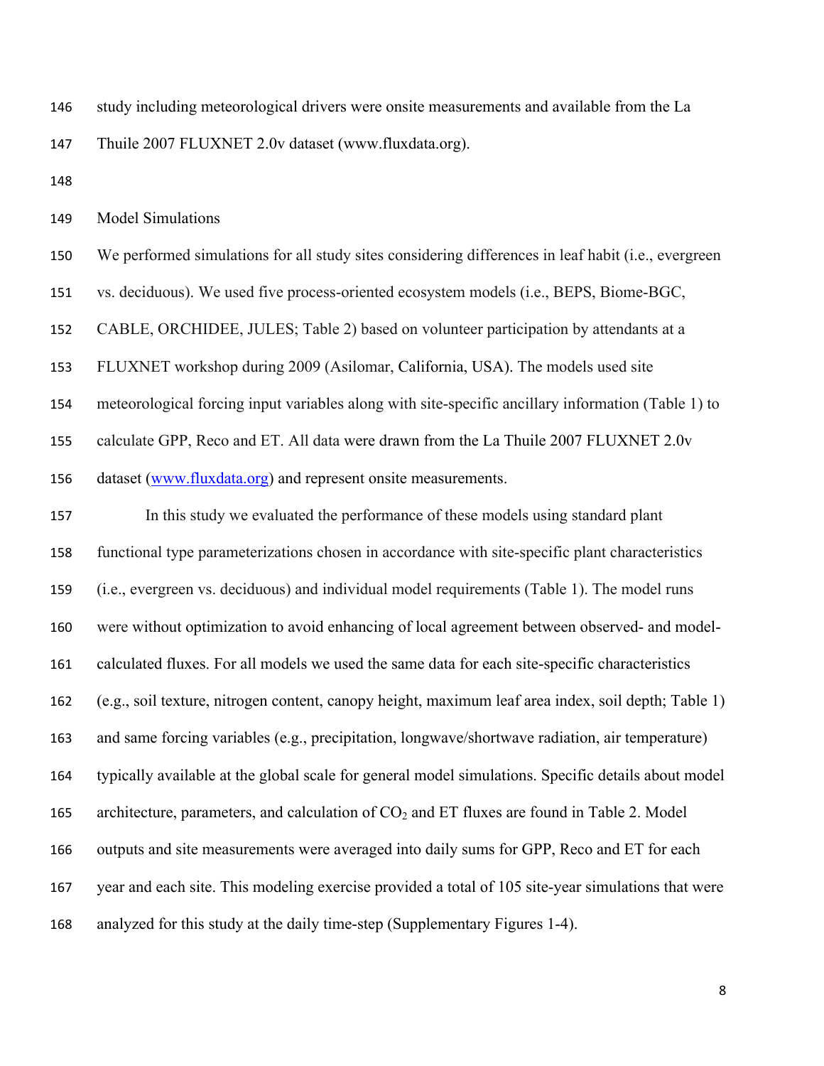study including meteorological drivers were onsite measurements and available from the La Thuile 2007 FLUXNET 2.0v dataset (www.fluxdata.org).

## Model Simulations

We performed simulations for all study sites considering differences in leaf habit (i.e., evergreen vs. deciduous). We used five process-oriented ecosystem models (i.e., BEPS, Biome-BGC, CABLE, ORCHIDEE, JULES; Table 2) based on volunteer participation by attendants at a FLUXNET workshop during 2009 (Asilomar, California, USA). The models used site meteorological forcing input variables along with site-specific ancillary information (Table 1) to calculate GPP, Reco and ET. All data were drawn from the La Thuile 2007 FLUXNET 2.0v dataset (www.fluxdata.org) and represent onsite measurements.

In this study we evaluated the performance of these models using standard plant functional type parameterizations chosen in accordance with site-specific plant characteristics (i.e., evergreen vs. deciduous) and individual model requirements (Table 1). The model runs were without optimization to avoid enhancing of local agreement between observed- and model-calculated fluxes. For all models we used the same data for each site-specific characteristics (e.g., soil texture, nitrogen content, canopy height, maximum leaf area index, soil depth; Table 1) and same forcing variables (e.g., precipitation, longwave/shortwave radiation, air temperature) typically available at the global scale for general model simulations. Specific details about model architecture, parameters, and calculation of $CO_2$ and ET fluxes are found in Table 2. Model outputs and site measurements were averaged into daily sums for GPP, Reco and ET for each year and each site. This modeling exercise provided a total of 105 site-year simulations that were analyzed for this study at the daily time-step (Supplementary Figures 1-4).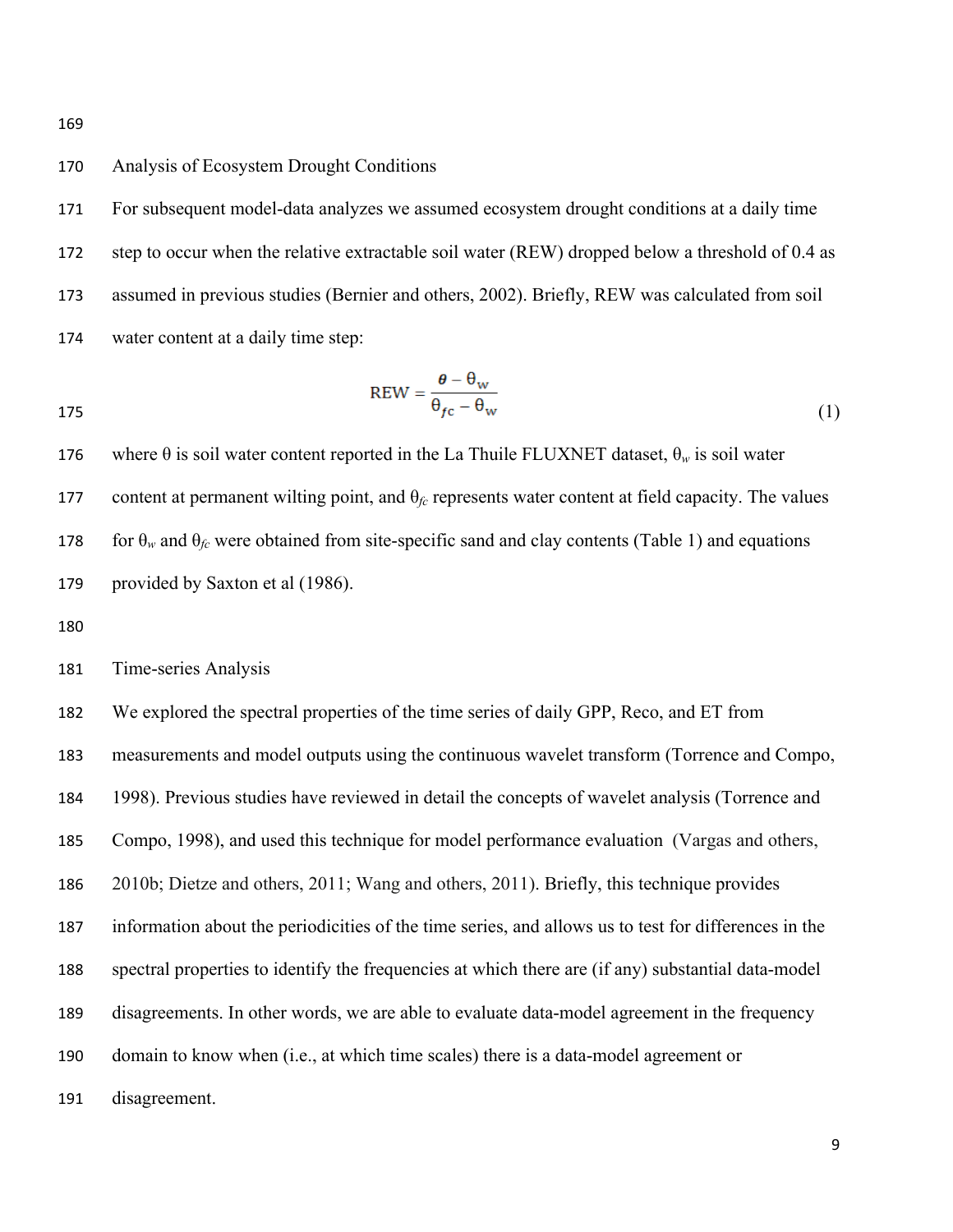## Analysis of Ecosystem Drought Conditions

For subsequent model-data analyzes we assumed ecosystem drought conditions at a daily time step to occur when the relative extractable soil water (REW) dropped below a threshold of 0.4 as assumed in previous studies (Bernier and others, 2002). Briefly, REW was calculated from soil water content at a daily time step:

$$\mathrm{REW} = \frac{\theta - \theta_{\mathrm{w}}}{\theta_{fc} - \theta_{\mathrm{w}}} \tag{1}$$

where θ is soil water content reported in the La Thuile FLUXNET dataset, $\theta_w$ is soil water content at permanent wilting point, and $\theta_{fc}$ represents water content at field capacity. The values for $\theta_w$ and $\theta_{fc}$ were obtained from site-specific sand and clay contents (Table 1) and equations provided by Saxton et al (1986).

## Time-series Analysis

We explored the spectral properties of the time series of daily GPP, Reco, and ET from measurements and model outputs using the continuous wavelet transform (Torrence and Compo, 1998). Previous studies have reviewed in detail the concepts of wavelet analysis (Torrence and Compo, 1998), and used this technique for model performance evaluation (Vargas and others, 2010b; Dietze and others, 2011; Wang and others, 2011). Briefly, this technique provides information about the periodicities of the time series, and allows us to test for differences in the spectral properties to identify the frequencies at which there are (if any) substantial data-model disagreements. In other words, we are able to evaluate data-model agreement in the frequency domain to know when (i.e., at which time scales) there is a data-model agreement or disagreement.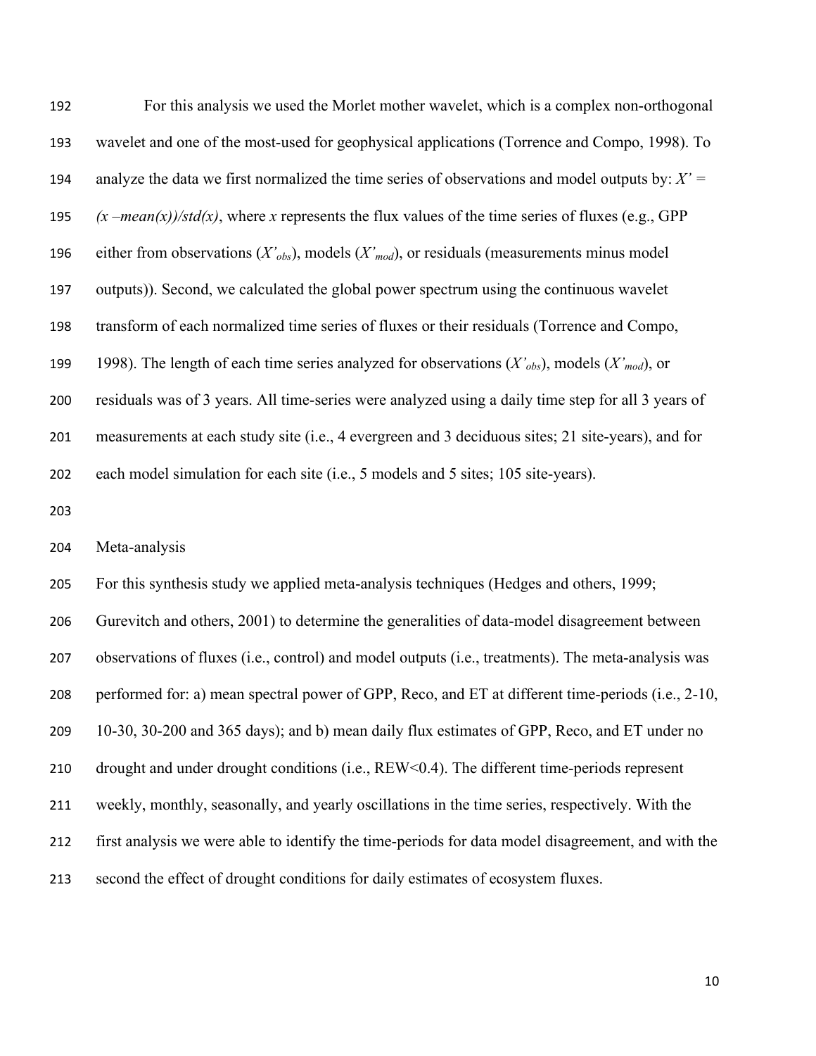For this analysis we used the Morlet mother wavelet, which is a complex non-orthogonal wavelet and one of the most-used for geophysical applications (Torrence and Compo, 1998). To analyze the data we first normalized the time series of observations and model outputs by: $X' = (x - mean(x))/std(x)$, where *x* represents the flux values of the time series of fluxes (e.g., GPP either from observations ($X'_{obs}$), models ($X'_{mod}$), or residuals (measurements minus model outputs)). Second, we calculated the global power spectrum using the continuous wavelet transform of each normalized time series of fluxes or their residuals (Torrence and Compo, 1998). The length of each time series analyzed for observations ($X'_{obs}$), models ($X'_{mod}$), or residuals was of 3 years. All time-series were analyzed using a daily time step for all 3 years of measurements at each study site (i.e., 4 evergreen and 3 deciduous sites; 21 site-years), and for each model simulation for each site (i.e., 5 models and 5 sites; 105 site-years).

Meta-analysis

For this synthesis study we applied meta-analysis techniques (Hedges and others, 1999; Gurevitch and others, 2001) to determine the generalities of data-model disagreement between observations of fluxes (i.e., control) and model outputs (i.e., treatments). The meta-analysis was performed for: a) mean spectral power of GPP, Reco, and ET at different time-periods (i.e., 2-10, 10-30, 30-200 and 365 days); and b) mean daily flux estimates of GPP, Reco, and ET under no drought and under drought conditions (i.e., REW<0.4). The different time-periods represent weekly, monthly, seasonally, and yearly oscillations in the time series, respectively. With the first analysis we were able to identify the time-periods for data model disagreement, and with the second the effect of drought conditions for daily estimates of ecosystem fluxes.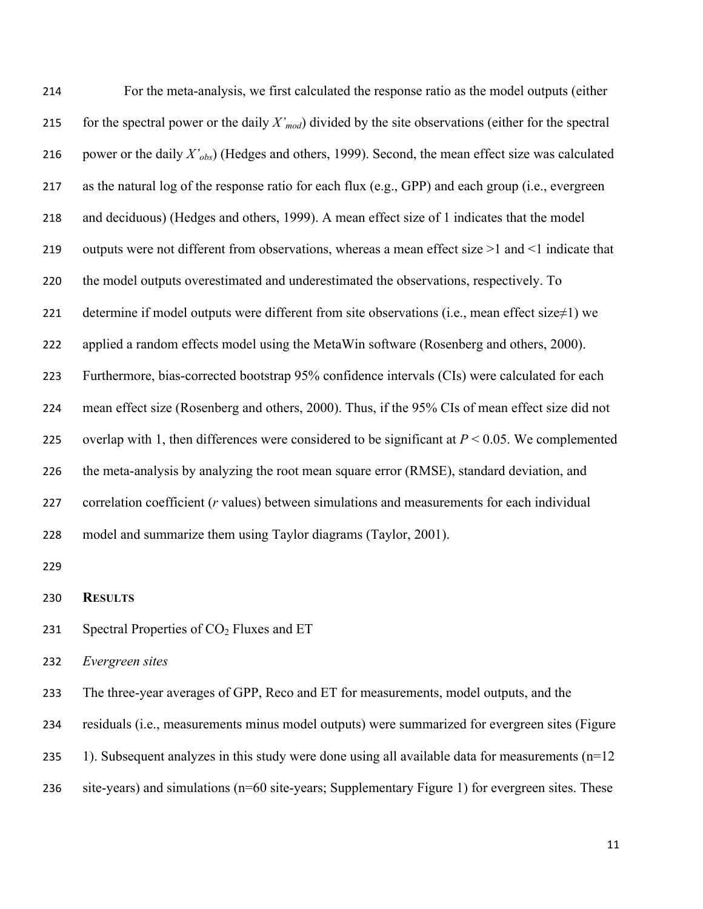For the meta-analysis, we first calculated the response ratio as the model outputs (either for the spectral power or the daily $X'_{mod}$) divided by the site observations (either for the spectral power or the daily $X'_{obs}$) (Hedges and others, 1999). Second, the mean effect size was calculated as the natural log of the response ratio for each flux (e.g., GPP) and each group (i.e., evergreen and deciduous) (Hedges and others, 1999). A mean effect size of 1 indicates that the model outputs were not different from observations, whereas a mean effect size >1 and <1 indicate that the model outputs overestimated and underestimated the observations, respectively. To determine if model outputs were different from site observations (i.e., mean effect size≠1) we applied a random effects model using the MetaWin software (Rosenberg and others, 2000). Furthermore, bias-corrected bootstrap 95% confidence intervals (CIs) were calculated for each mean effect size (Rosenberg and others, 2000). Thus, if the 95% CIs of mean effect size did not overlap with 1, then differences were considered to be significant at $P < 0.05$. We complemented the meta-analysis by analyzing the root mean square error (RMSE), standard deviation, and correlation coefficient ($r$ values) between simulations and measurements for each individual model and summarize them using Taylor diagrams (Taylor, 2001).

## RESULTS

### Spectral Properties of $CO_2$ Fluxes and ET

#### *Evergreen sites*

The three-year averages of GPP, Reco and ET for measurements, model outputs, and the residuals (i.e., measurements minus model outputs) were summarized for evergreen sites (Figure 1). Subsequent analyzes in this study were done using all available data for measurements (n=12 site-years) and simulations (n=60 site-years; Supplementary Figure 1) for evergreen sites. These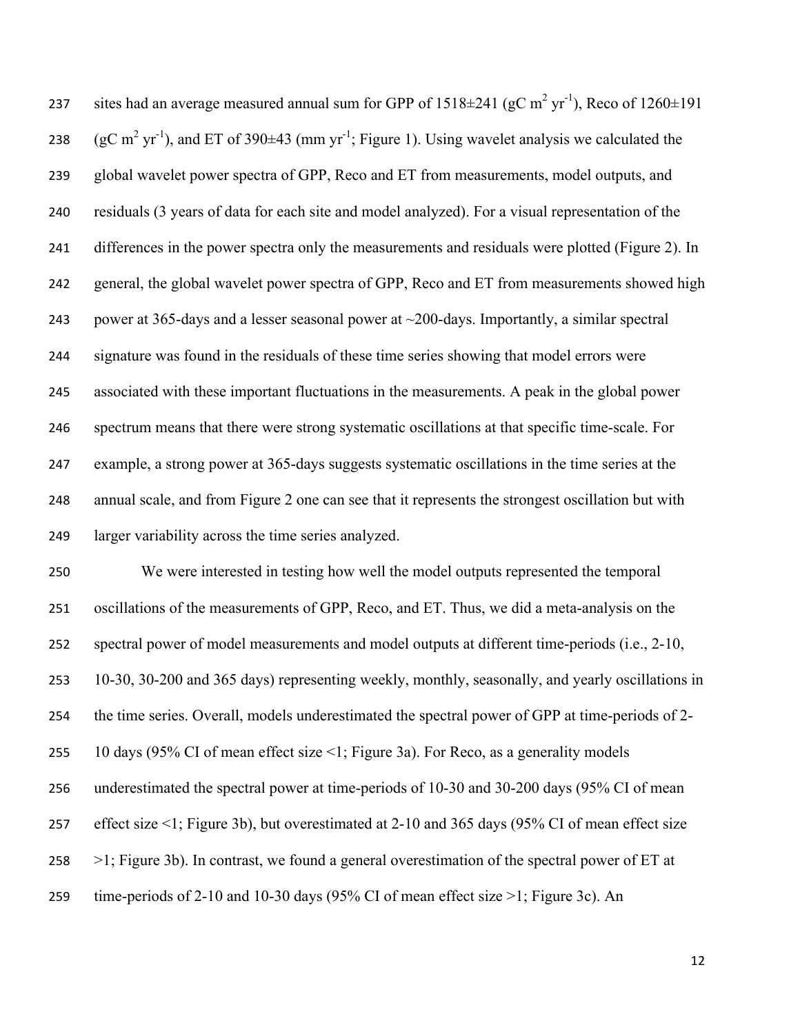sites had an average measured annual sum for GPP of 1518±241 (gC $m^2$ $yr^{-1}$), Reco of 1260±191 (gC $m^2$ $yr^{-1}$), and ET of 390±43 (mm $yr^{-1}$; Figure 1). Using wavelet analysis we calculated the global wavelet power spectra of GPP, Reco and ET from measurements, model outputs, and residuals (3 years of data for each site and model analyzed). For a visual representation of the differences in the power spectra only the measurements and residuals were plotted (Figure 2). In general, the global wavelet power spectra of GPP, Reco and ET from measurements showed high power at 365-days and a lesser seasonal power at ~200-days. Importantly, a similar spectral signature was found in the residuals of these time series showing that model errors were associated with these important fluctuations in the measurements. A peak in the global power spectrum means that there were strong systematic oscillations at that specific time-scale. For example, a strong power at 365-days suggests systematic oscillations in the time series at the annual scale, and from Figure 2 one can see that it represents the strongest oscillation but with larger variability across the time series analyzed.

We were interested in testing how well the model outputs represented the temporal oscillations of the measurements of GPP, Reco, and ET. Thus, we did a meta-analysis on the spectral power of model measurements and model outputs at different time-periods (i.e., 2-10, 10-30, 30-200 and 365 days) representing weekly, monthly, seasonally, and yearly oscillations in the time series. Overall, models underestimated the spectral power of GPP at time-periods of 2-10 days (95% CI of mean effect size <1; Figure 3a). For Reco, as a generality models underestimated the spectral power at time-periods of 10-30 and 30-200 days (95% CI of mean effect size <1; Figure 3b), but overestimated at 2-10 and 365 days (95% CI of mean effect size >1; Figure 3b). In contrast, we found a general overestimation of the spectral power of ET at time-periods of 2-10 and 10-30 days (95% CI of mean effect size >1; Figure 3c). An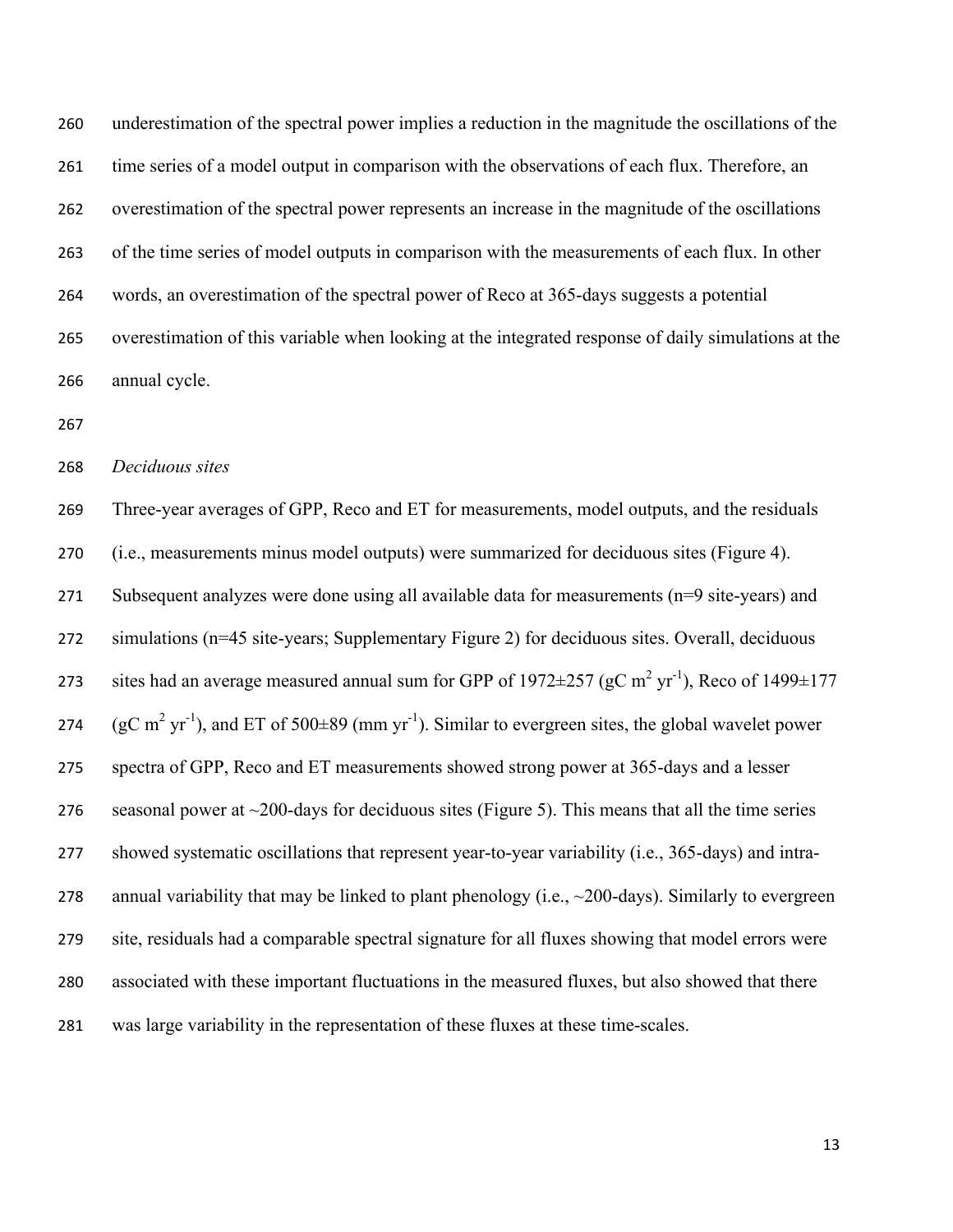underestimation of the spectral power implies a reduction in the magnitude the oscillations of the time series of a model output in comparison with the observations of each flux. Therefore, an overestimation of the spectral power represents an increase in the magnitude of the oscillations of the time series of model outputs in comparison with the measurements of each flux. In other words, an overestimation of the spectral power of Reco at 365-days suggests a potential overestimation of this variable when looking at the integrated response of daily simulations at the annual cycle.

*Deciduous sites*

Three-year averages of GPP, Reco and ET for measurements, model outputs, and the residuals (i.e., measurements minus model outputs) were summarized for deciduous sites (Figure 4). Subsequent analyzes were done using all available data for measurements (n=9 site-years) and simulations (n=45 site-years; Supplementary Figure 2) for deciduous sites. Overall, deciduous sites had an average measured annual sum for GPP of 1972±257 (gC $m^2$ $yr^{-1}$), Reco of 1499±177 (gC $m^2$ $yr^{-1}$), and ET of 500±89 (mm $yr^{-1}$). Similar to evergreen sites, the global wavelet power spectra of GPP, Reco and ET measurements showed strong power at 365-days and a lesser seasonal power at ~200-days for deciduous sites (Figure 5). This means that all the time series showed systematic oscillations that represent year-to-year variability (i.e., 365-days) and intra-annual variability that may be linked to plant phenology (i.e., ~200-days). Similarly to evergreen site, residuals had a comparable spectral signature for all fluxes showing that model errors were associated with these important fluctuations in the measured fluxes, but also showed that there was large variability in the representation of these fluxes at these time-scales.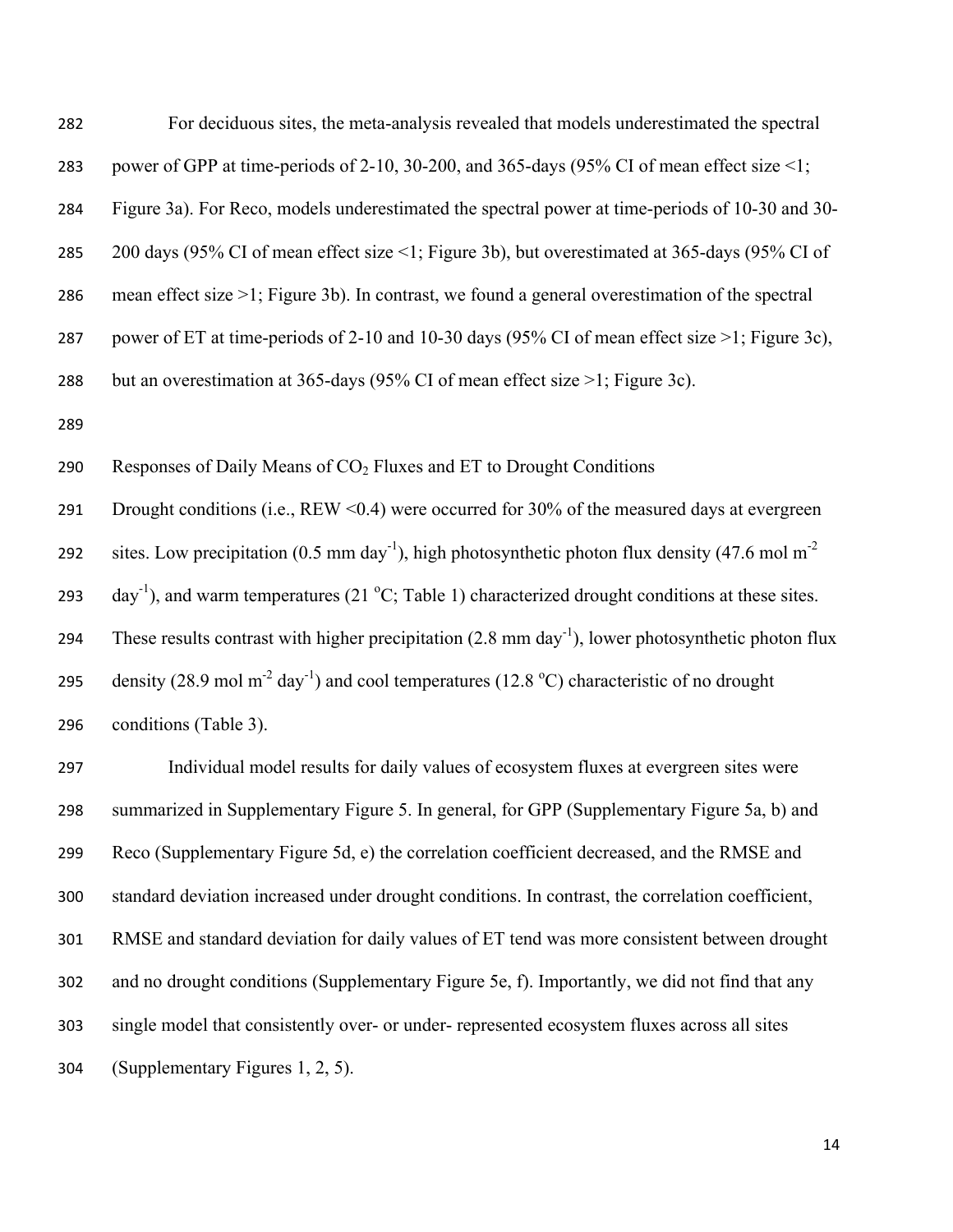For deciduous sites, the meta-analysis revealed that models underestimated the spectral power of GPP at time-periods of 2-10, 30-200, and 365-days (95% CI of mean effect size <1; Figure 3a). For Reco, models underestimated the spectral power at time-periods of 10-30 and 30-200 days (95% CI of mean effect size <1; Figure 3b), but overestimated at 365-days (95% CI of mean effect size >1; Figure 3b). In contrast, we found a general overestimation of the spectral power of ET at time-periods of 2-10 and 10-30 days (95% CI of mean effect size >1; Figure 3c), but an overestimation at 365-days (95% CI of mean effect size >1; Figure 3c).

## Responses of Daily Means of $CO_2$ Fluxes and ET to Drought Conditions

Drought conditions (i.e., REW <0.4) were occurred for 30% of the measured days at evergreen sites. Low precipitation (0.5 mm day$^{-1}$), high photosynthetic photon flux density (47.6 mol m$^{-2}$ day$^{-1}$), and warm temperatures (21 $^{o}$C; Table 1) characterized drought conditions at these sites. These results contrast with higher precipitation (2.8 mm day$^{-1}$), lower photosynthetic photon flux density (28.9 mol m$^{-2}$ day$^{-1}$) and cool temperatures (12.8 $^{o}$C) characteristic of no drought conditions (Table 3).

Individual model results for daily values of ecosystem fluxes at evergreen sites were summarized in Supplementary Figure 5. In general, for GPP (Supplementary Figure 5a, b) and Reco (Supplementary Figure 5d, e) the correlation coefficient decreased, and the RMSE and standard deviation increased under drought conditions. In contrast, the correlation coefficient, RMSE and standard deviation for daily values of ET tend was more consistent between drought and no drought conditions (Supplementary Figure 5e, f). Importantly, we did not find that any single model that consistently over- or under- represented ecosystem fluxes across all sites (Supplementary Figures 1, 2, 5).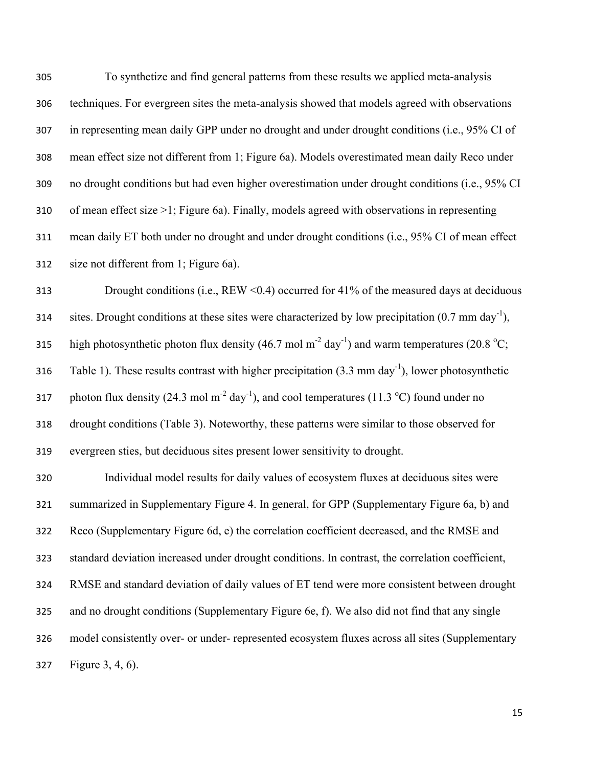To synthetize and find general patterns from these results we applied meta-analysis techniques. For evergreen sites the meta-analysis showed that models agreed with observations in representing mean daily GPP under no drought and under drought conditions (i.e., 95% CI of mean effect size not different from 1; Figure 6a). Models overestimated mean daily Reco under no drought conditions but had even higher overestimation under drought conditions (i.e., 95% CI of mean effect size >1; Figure 6a). Finally, models agreed with observations in representing mean daily ET both under no drought and under drought conditions (i.e., 95% CI of mean effect size not different from 1; Figure 6a).

Drought conditions (i.e., REW <0.4) occurred for 41% of the measured days at deciduous sites. Drought conditions at these sites were characterized by low precipitation (0.7 mm day$^{-1}$), high photosynthetic photon flux density (46.7 mol m$^{-2}$ day$^{-1}$) and warm temperatures (20.8 $^{o}$C; Table 1). These results contrast with higher precipitation (3.3 mm day$^{-1}$), lower photosynthetic photon flux density (24.3 mol m$^{-2}$ day$^{-1}$), and cool temperatures (11.3 $^{o}$C) found under no drought conditions (Table 3). Noteworthy, these patterns were similar to those observed for evergreen sties, but deciduous sites present lower sensitivity to drought.

Individual model results for daily values of ecosystem fluxes at deciduous sites were summarized in Supplementary Figure 4. In general, for GPP (Supplementary Figure 6a, b) and Reco (Supplementary Figure 6d, e) the correlation coefficient decreased, and the RMSE and standard deviation increased under drought conditions. In contrast, the correlation coefficient, RMSE and standard deviation of daily values of ET tend were more consistent between drought and no drought conditions (Supplementary Figure 6e, f). We also did not find that any single model consistently over- or under- represented ecosystem fluxes across all sites (Supplementary Figure 3, 4, 6).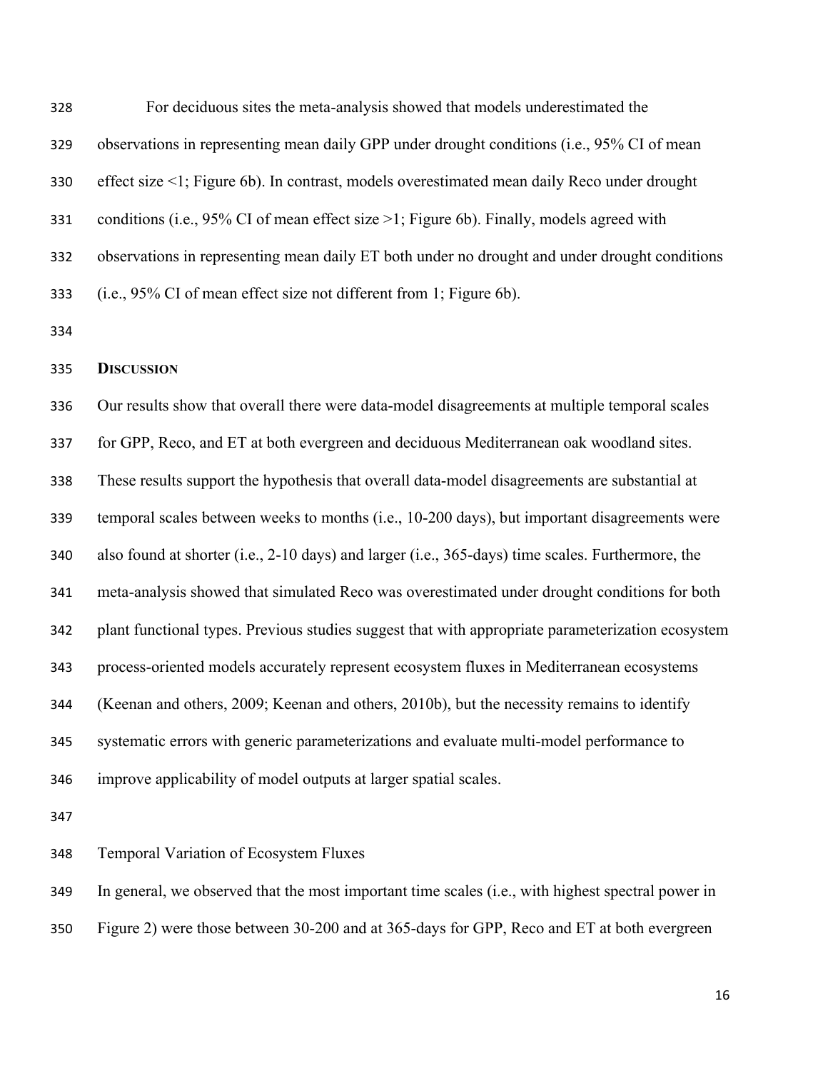For deciduous sites the meta-analysis showed that models underestimated the observations in representing mean daily GPP under drought conditions (i.e., 95% CI of mean effect size <1; Figure 6b). In contrast, models overestimated mean daily Reco under drought conditions (i.e., 95% CI of mean effect size >1; Figure 6b). Finally, models agreed with observations in representing mean daily ET both under no drought and under drought conditions (i.e., 95% CI of mean effect size not different from 1; Figure 6b).

## DISCUSSION

Our results show that overall there were data-model disagreements at multiple temporal scales for GPP, Reco, and ET at both evergreen and deciduous Mediterranean oak woodland sites. These results support the hypothesis that overall data-model disagreements are substantial at temporal scales between weeks to months (i.e., 10-200 days), but important disagreements were also found at shorter (i.e., 2-10 days) and larger (i.e., 365-days) time scales. Furthermore, the meta-analysis showed that simulated Reco was overestimated under drought conditions for both plant functional types. Previous studies suggest that with appropriate parameterization ecosystem process-oriented models accurately represent ecosystem fluxes in Mediterranean ecosystems (Keenan and others, 2009; Keenan and others, 2010b), but the necessity remains to identify systematic errors with generic parameterizations and evaluate multi-model performance to improve applicability of model outputs at larger spatial scales.

### Temporal Variation of Ecosystem Fluxes

In general, we observed that the most important time scales (i.e., with highest spectral power in Figure 2) were those between 30-200 and at 365-days for GPP, Reco and ET at both evergreen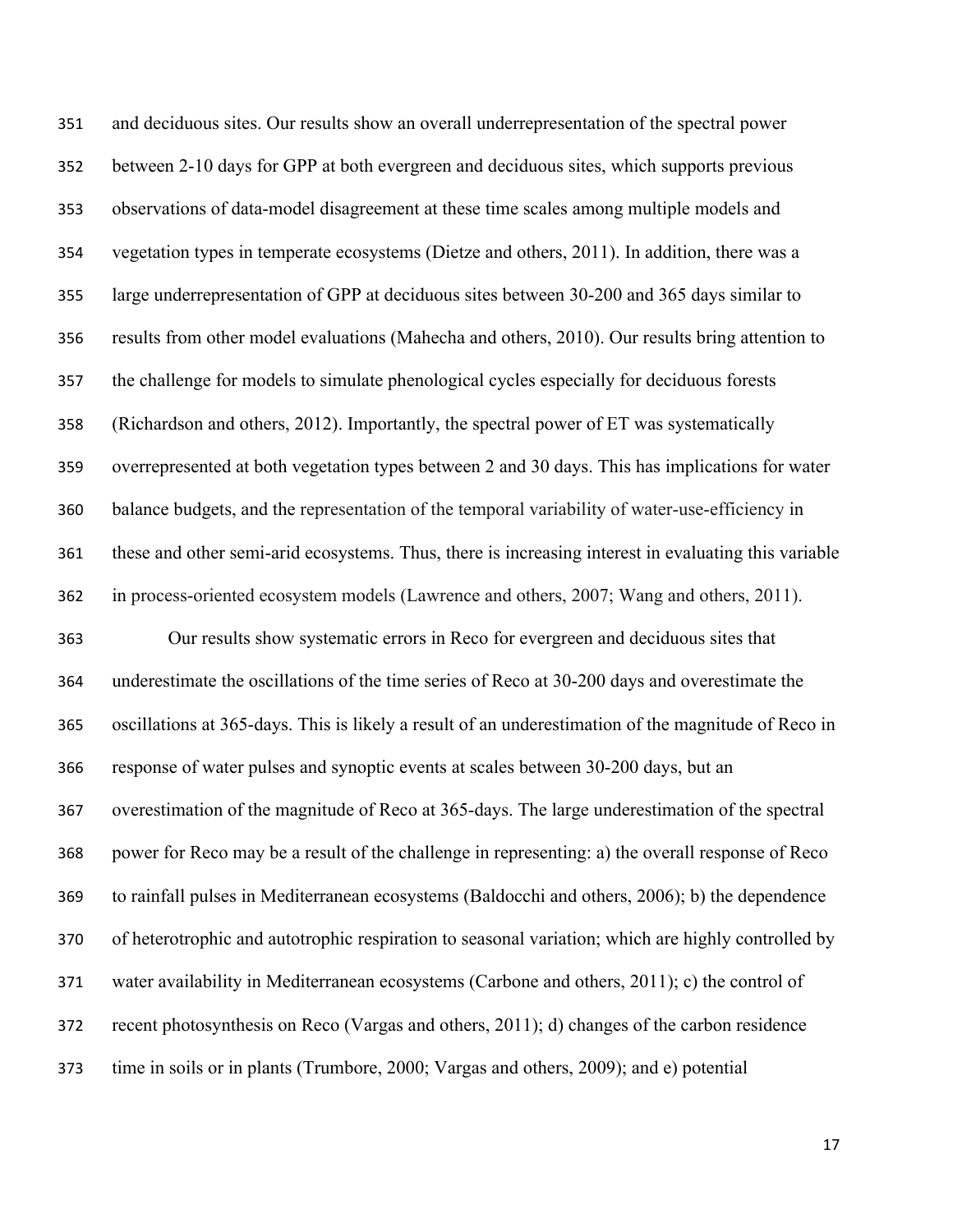and deciduous sites. Our results show an overall underrepresentation of the spectral power between 2-10 days for GPP at both evergreen and deciduous sites, which supports previous observations of data-model disagreement at these time scales among multiple models and vegetation types in temperate ecosystems (Dietze and others, 2011). In addition, there was a large underrepresentation of GPP at deciduous sites between 30-200 and 365 days similar to results from other model evaluations (Mahecha and others, 2010). Our results bring attention to the challenge for models to simulate phenological cycles especially for deciduous forests (Richardson and others, 2012). Importantly, the spectral power of ET was systematically overrepresented at both vegetation types between 2 and 30 days. This has implications for water balance budgets, and the representation of the temporal variability of water-use-efficiency in these and other semi-arid ecosystems. Thus, there is increasing interest in evaluating this variable in process-oriented ecosystem models (Lawrence and others, 2007; Wang and others, 2011).

Our results show systematic errors in Reco for evergreen and deciduous sites that underestimate the oscillations of the time series of Reco at 30-200 days and overestimate the oscillations at 365-days. This is likely a result of an underestimation of the magnitude of Reco in response of water pulses and synoptic events at scales between 30-200 days, but an overestimation of the magnitude of Reco at 365-days. The large underestimation of the spectral power for Reco may be a result of the challenge in representing: a) the overall response of Reco to rainfall pulses in Mediterranean ecosystems (Baldocchi and others, 2006); b) the dependence of heterotrophic and autotrophic respiration to seasonal variation; which are highly controlled by water availability in Mediterranean ecosystems (Carbone and others, 2011); c) the control of recent photosynthesis on Reco (Vargas and others, 2011); d) changes of the carbon residence time in soils or in plants (Trumbore, 2000; Vargas and others, 2009); and e) potential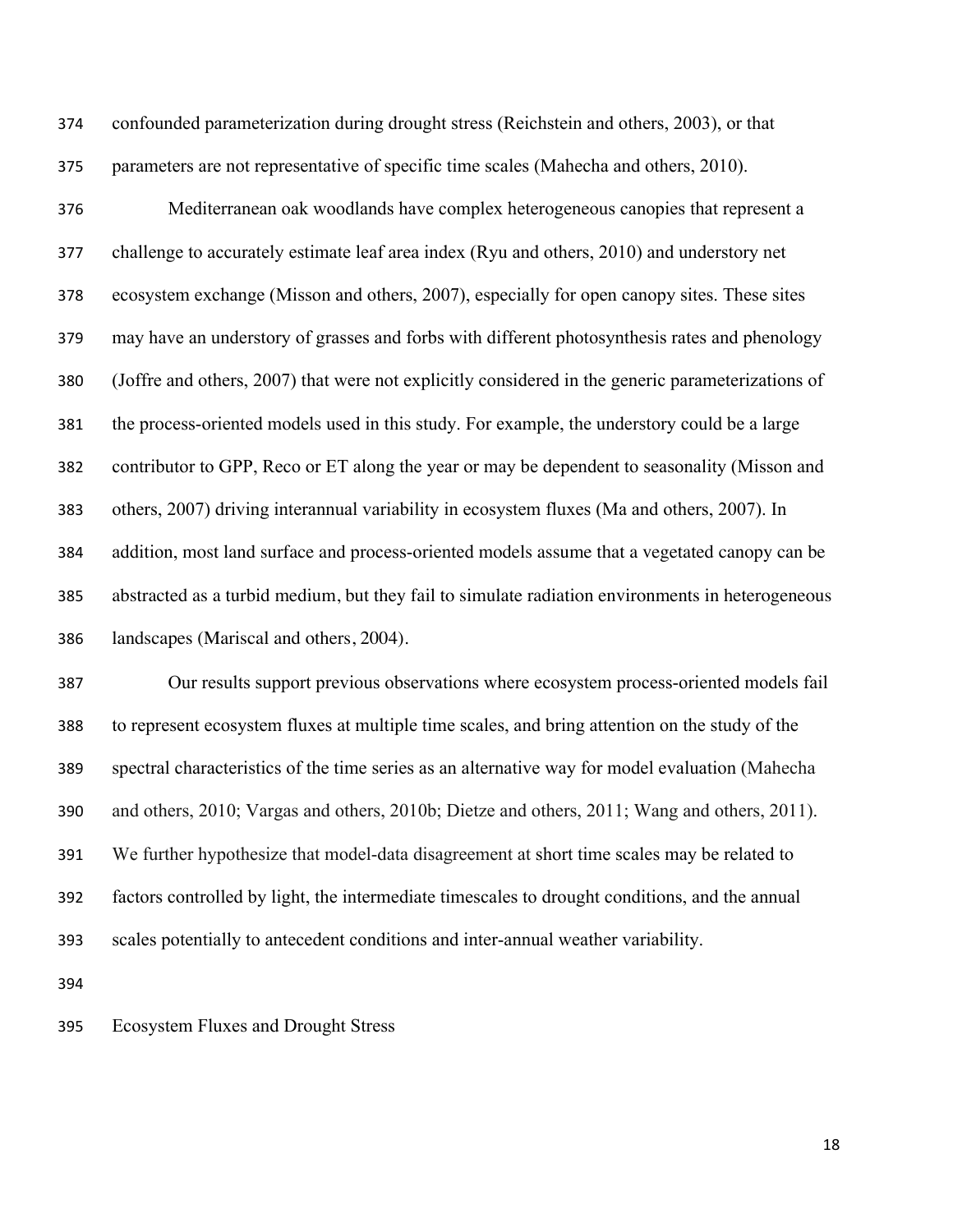confounded parameterization during drought stress (Reichstein and others, 2003), or that parameters are not representative of specific time scales (Mahecha and others, 2010).

Mediterranean oak woodlands have complex heterogeneous canopies that represent a challenge to accurately estimate leaf area index (Ryu and others, 2010) and understory net ecosystem exchange (Misson and others, 2007), especially for open canopy sites. These sites may have an understory of grasses and forbs with different photosynthesis rates and phenology (Joffre and others, 2007) that were not explicitly considered in the generic parameterizations of the process-oriented models used in this study. For example, the understory could be a large contributor to GPP, Reco or ET along the year or may be dependent to seasonality (Misson and others, 2007) driving interannual variability in ecosystem fluxes (Ma and others, 2007). In addition, most land surface and process-oriented models assume that a vegetated canopy can be abstracted as a turbid medium, but they fail to simulate radiation environments in heterogeneous landscapes (Mariscal and others, 2004).

Our results support previous observations where ecosystem process-oriented models fail to represent ecosystem fluxes at multiple time scales, and bring attention on the study of the spectral characteristics of the time series as an alternative way for model evaluation (Mahecha and others, 2010; Vargas and others, 2010b; Dietze and others, 2011; Wang and others, 2011). We further hypothesize that model-data disagreement at short time scales may be related to factors controlled by light, the intermediate timescales to drought conditions, and the annual scales potentially to antecedent conditions and inter-annual weather variability.

## Ecosystem Fluxes and Drought Stress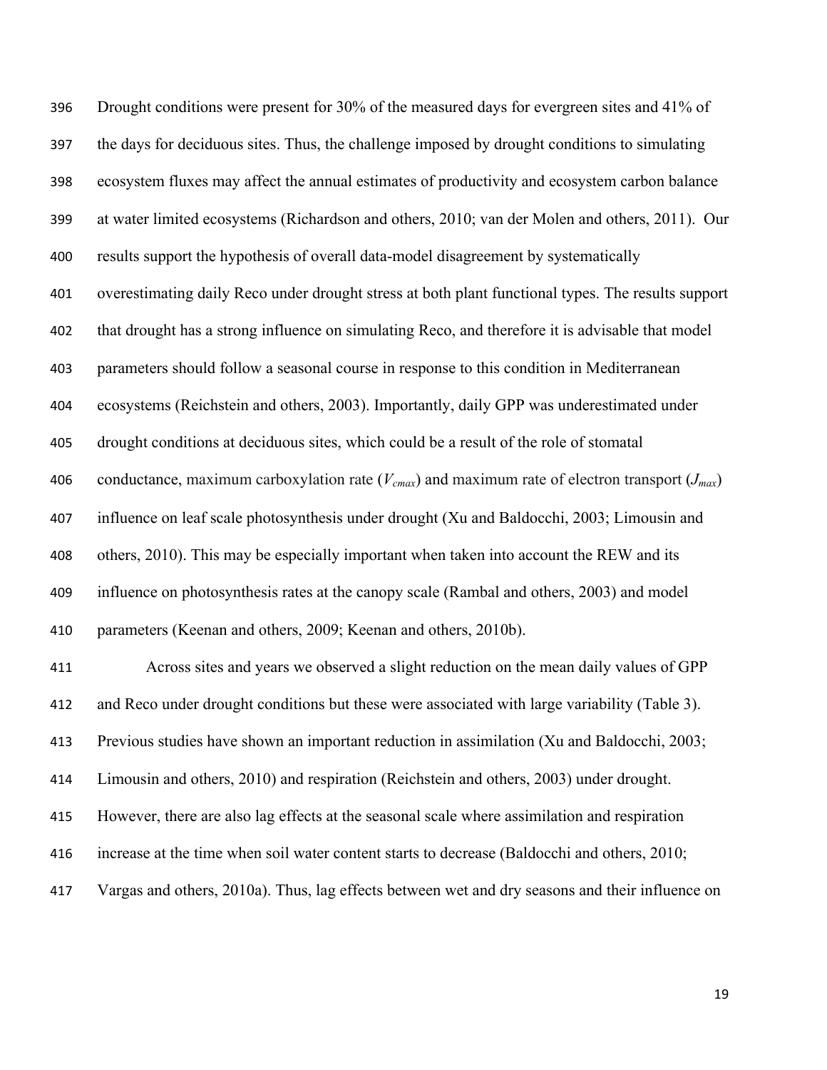Drought conditions were present for 30% of the measured days for evergreen sites and 41% of the days for deciduous sites. Thus, the challenge imposed by drought conditions to simulating ecosystem fluxes may affect the annual estimates of productivity and ecosystem carbon balance at water limited ecosystems (Richardson and others, 2010; van der Molen and others, 2011). Our results support the hypothesis of overall data-model disagreement by systematically overestimating daily Reco under drought stress at both plant functional types. The results support that drought has a strong influence on simulating Reco, and therefore it is advisable that model parameters should follow a seasonal course in response to this condition in Mediterranean ecosystems (Reichstein and others, 2003). Importantly, daily GPP was underestimated under drought conditions at deciduous sites, which could be a result of the role of stomatal conductance, maximum carboxylation rate ($V_{cmax}$) and maximum rate of electron transport ($J_{max}$) influence on leaf scale photosynthesis under drought (Xu and Baldocchi, 2003; Limousin and others, 2010). This may be especially important when taken into account the REW and its influence on photosynthesis rates at the canopy scale (Rambal and others, 2003) and model parameters (Keenan and others, 2009; Keenan and others, 2010b).

Across sites and years we observed a slight reduction on the mean daily values of GPP and Reco under drought conditions but these were associated with large variability (Table 3). Previous studies have shown an important reduction in assimilation (Xu and Baldocchi, 2003; Limousin and others, 2010) and respiration (Reichstein and others, 2003) under drought. However, there are also lag effects at the seasonal scale where assimilation and respiration increase at the time when soil water content starts to decrease (Baldocchi and others, 2010; Vargas and others, 2010a). Thus, lag effects between wet and dry seasons and their influence on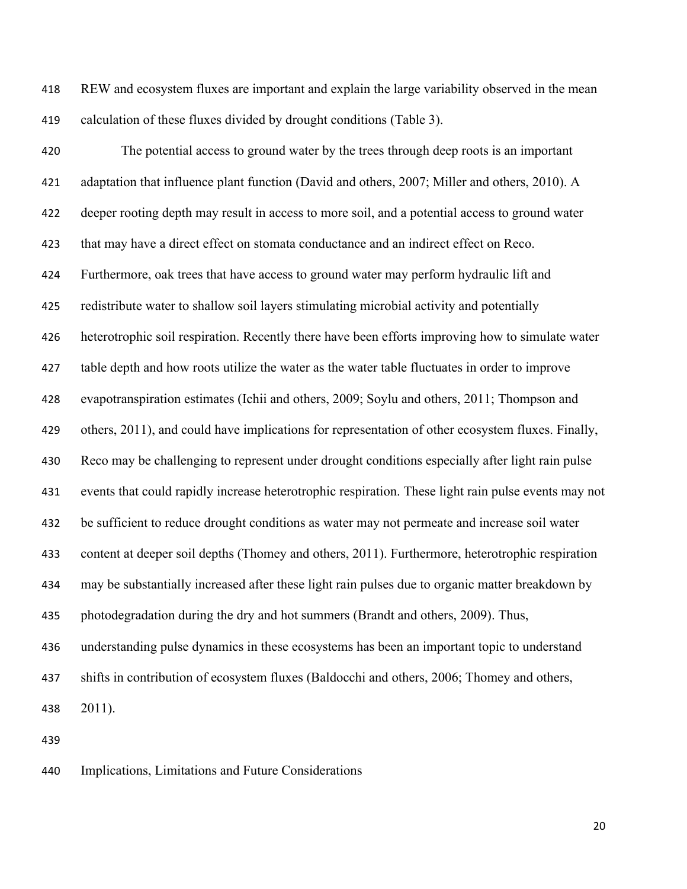REW and ecosystem fluxes are important and explain the large variability observed in the mean calculation of these fluxes divided by drought conditions (Table 3).

The potential access to ground water by the trees through deep roots is an important adaptation that influence plant function (David and others, 2007; Miller and others, 2010). A deeper rooting depth may result in access to more soil, and a potential access to ground water that may have a direct effect on stomata conductance and an indirect effect on Reco. Furthermore, oak trees that have access to ground water may perform hydraulic lift and redistribute water to shallow soil layers stimulating microbial activity and potentially heterotrophic soil respiration. Recently there have been efforts improving how to simulate water table depth and how roots utilize the water as the water table fluctuates in order to improve evapotranspiration estimates (Ichii and others, 2009; Soylu and others, 2011; Thompson and others, 2011), and could have implications for representation of other ecosystem fluxes. Finally, Reco may be challenging to represent under drought conditions especially after light rain pulse events that could rapidly increase heterotrophic respiration. These light rain pulse events may not be sufficient to reduce drought conditions as water may not permeate and increase soil water content at deeper soil depths (Thomey and others, 2011). Furthermore, heterotrophic respiration may be substantially increased after these light rain pulses due to organic matter breakdown by photodegradation during the dry and hot summers (Brandt and others, 2009). Thus, understanding pulse dynamics in these ecosystems has been an important topic to understand shifts in contribution of ecosystem fluxes (Baldocchi and others, 2006; Thomey and others, 2011).

## Implications, Limitations and Future Considerations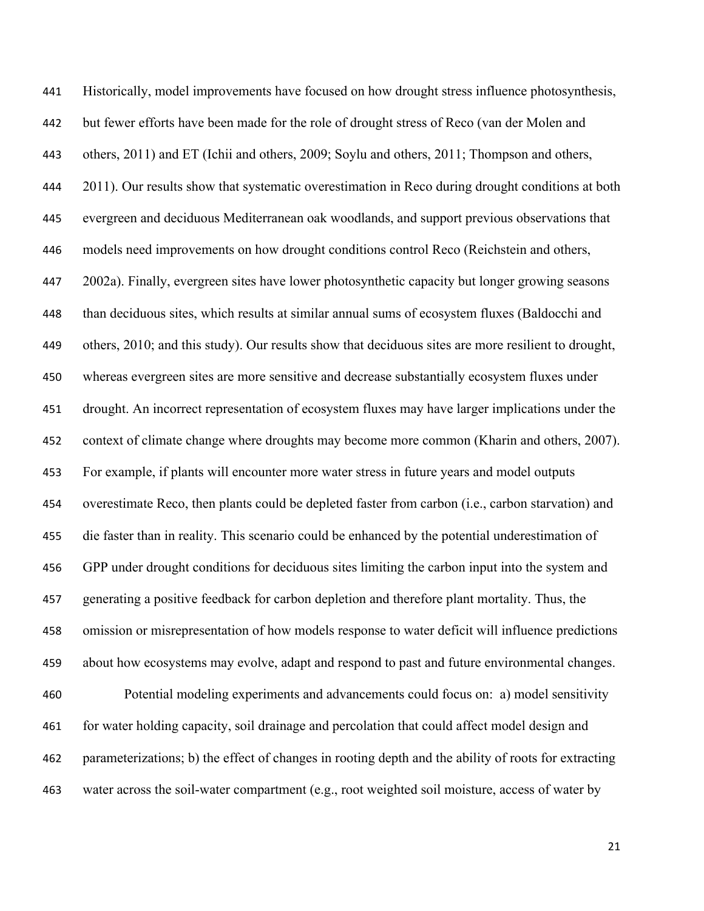Historically, model improvements have focused on how drought stress influence photosynthesis, but fewer efforts have been made for the role of drought stress of Reco (van der Molen and others, 2011) and ET (Ichii and others, 2009; Soylu and others, 2011; Thompson and others, 2011). Our results show that systematic overestimation in Reco during drought conditions at both evergreen and deciduous Mediterranean oak woodlands, and support previous observations that models need improvements on how drought conditions control Reco (Reichstein and others, 2002a). Finally, evergreen sites have lower photosynthetic capacity but longer growing seasons than deciduous sites, which results at similar annual sums of ecosystem fluxes (Baldocchi and others, 2010; and this study). Our results show that deciduous sites are more resilient to drought, whereas evergreen sites are more sensitive and decrease substantially ecosystem fluxes under drought. An incorrect representation of ecosystem fluxes may have larger implications under the context of climate change where droughts may become more common (Kharin and others, 2007). For example, if plants will encounter more water stress in future years and model outputs overestimate Reco, then plants could be depleted faster from carbon (i.e., carbon starvation) and die faster than in reality. This scenario could be enhanced by the potential underestimation of GPP under drought conditions for deciduous sites limiting the carbon input into the system and generating a positive feedback for carbon depletion and therefore plant mortality. Thus, the omission or misrepresentation of how models response to water deficit will influence predictions about how ecosystems may evolve, adapt and respond to past and future environmental changes.

Potential modeling experiments and advancements could focus on: a) model sensitivity for water holding capacity, soil drainage and percolation that could affect model design and parameterizations; b) the effect of changes in rooting depth and the ability of roots for extracting water across the soil-water compartment (e.g., root weighted soil moisture, access of water by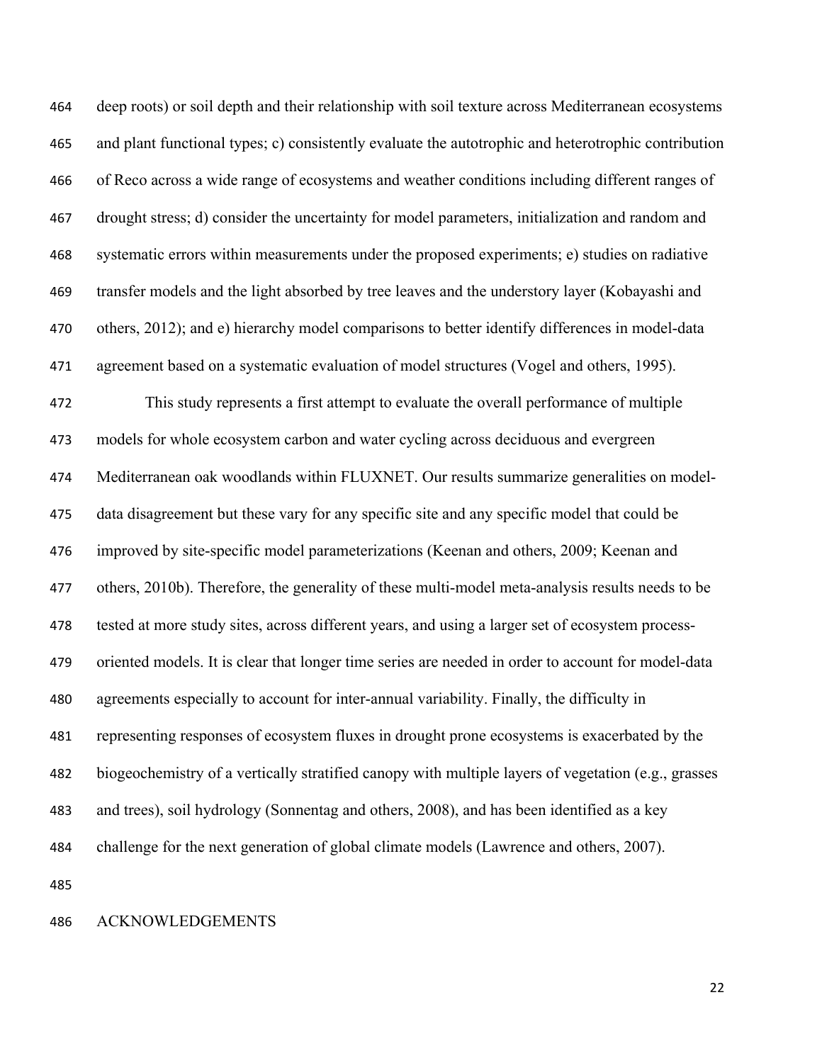deep roots) or soil depth and their relationship with soil texture across Mediterranean ecosystems and plant functional types; c) consistently evaluate the autotrophic and heterotrophic contribution of Reco across a wide range of ecosystems and weather conditions including different ranges of drought stress; d) consider the uncertainty for model parameters, initialization and random and systematic errors within measurements under the proposed experiments; e) studies on radiative transfer models and the light absorbed by tree leaves and the understory layer (Kobayashi and others, 2012); and e) hierarchy model comparisons to better identify differences in model-data agreement based on a systematic evaluation of model structures (Vogel and others, 1995).

This study represents a first attempt to evaluate the overall performance of multiple models for whole ecosystem carbon and water cycling across deciduous and evergreen Mediterranean oak woodlands within FLUXNET. Our results summarize generalities on model-data disagreement but these vary for any specific site and any specific model that could be improved by site-specific model parameterizations (Keenan and others, 2009; Keenan and others, 2010b). Therefore, the generality of these multi-model meta-analysis results needs to be tested at more study sites, across different years, and using a larger set of ecosystem process-oriented models. It is clear that longer time series are needed in order to account for model-data agreements especially to account for inter-annual variability. Finally, the difficulty in representing responses of ecosystem fluxes in drought prone ecosystems is exacerbated by the biogeochemistry of a vertically stratified canopy with multiple layers of vegetation (e.g., grasses and trees), soil hydrology (Sonnentag and others, 2008), and has been identified as a key challenge for the next generation of global climate models (Lawrence and others, 2007).

## ACKNOWLEDGEMENTS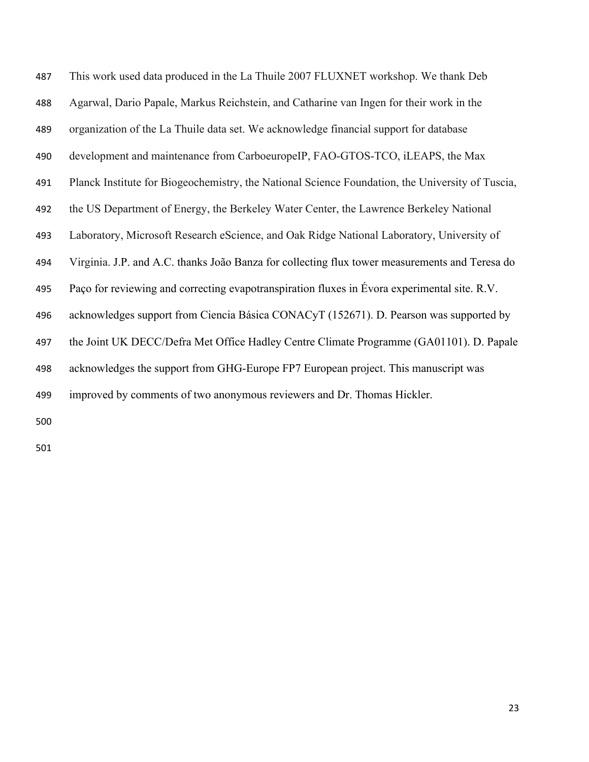This work used data produced in the La Thuile 2007 FLUXNET workshop. We thank Deb Agarwal, Dario Papale, Markus Reichstein, and Catharine van Ingen for their work in the organization of the La Thuile data set. We acknowledge financial support for database development and maintenance from CarboeuropeIP, FAO-GTOS-TCO, iLEAPS, the Max Planck Institute for Biogeochemistry, the National Science Foundation, the University of Tuscia, the US Department of Energy, the Berkeley Water Center, the Lawrence Berkeley National Laboratory, Microsoft Research eScience, and Oak Ridge National Laboratory, University of Virginia. J.P. and A.C. thanks João Banza for collecting flux tower measurements and Teresa do Paço for reviewing and correcting evapotranspiration fluxes in Évora experimental site. R.V. acknowledges support from Ciencia Básica CONACyT (152671). D. Pearson was supported by the Joint UK DECC/Defra Met Office Hadley Centre Climate Programme (GA01101). D. Papale acknowledges the support from GHG-Europe FP7 European project. This manuscript was improved by comments of two anonymous reviewers and Dr. Thomas Hickler.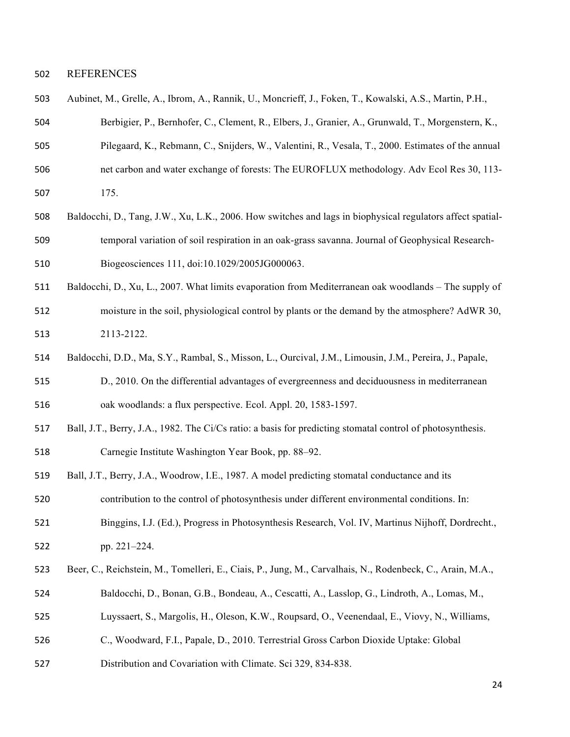## REFERENCES

Aubinet, M., Grelle, A., Ibrom, A., Rannik, U., Moncrieff, J., Foken, T., Kowalski, A.S., Martin, P.H., Berbigier, P., Bernhofer, C., Clement, R., Elbers, J., Granier, A., Grunwald, T., Morgenstern, K., Pilegaard, K., Rebmann, C., Snijders, W., Valentini, R., Vesala, T., 2000. Estimates of the annual net carbon and water exchange of forests: The EUROFLUX methodology. Adv Ecol Res 30, 113-175.

Baldocchi, D., Tang, J.W., Xu, L.K., 2006. How switches and lags in biophysical regulators affect spatial-temporal variation of soil respiration in an oak-grass savanna. Journal of Geophysical Research-Biogeosciences 111, doi:10.1029/2005JG000063.

Baldocchi, D., Xu, L., 2007. What limits evaporation from Mediterranean oak woodlands – The supply of moisture in the soil, physiological control by plants or the demand by the atmosphere? AdWR 30, 2113-2122.

Baldocchi, D.D., Ma, S.Y., Rambal, S., Misson, L., Ourcival, J.M., Limousin, J.M., Pereira, J., Papale, D., 2010. On the differential advantages of evergreenness and deciduousness in mediterranean oak woodlands: a flux perspective. Ecol. Appl. 20, 1583-1597.

Ball, J.T., Berry, J.A., 1982. The Ci/Cs ratio: a basis for predicting stomatal control of photosynthesis. Carnegie Institute Washington Year Book, pp. 88–92.

Ball, J.T., Berry, J.A., Woodrow, I.E., 1987. A model predicting stomatal conductance and its contribution to the control of photosynthesis under different environmental conditions. In: Binggins, I.J. (Ed.), Progress in Photosynthesis Research, Vol. IV, Martinus Nijhoff, Dordrecht., pp. 221–224.

Beer, C., Reichstein, M., Tomelleri, E., Ciais, P., Jung, M., Carvalhais, N., Rodenbeck, C., Arain, M.A., Baldocchi, D., Bonan, G.B., Bondeau, A., Cescatti, A., Lasslop, G., Lindroth, A., Lomas, M., Luyssaert, S., Margolis, H., Oleson, K.W., Roupsard, O., Veenendaal, E., Viovy, N., Williams, C., Woodward, F.I., Papale, D., 2010. Terrestrial Gross Carbon Dioxide Uptake: Global Distribution and Covariation with Climate. Sci 329, 834-838.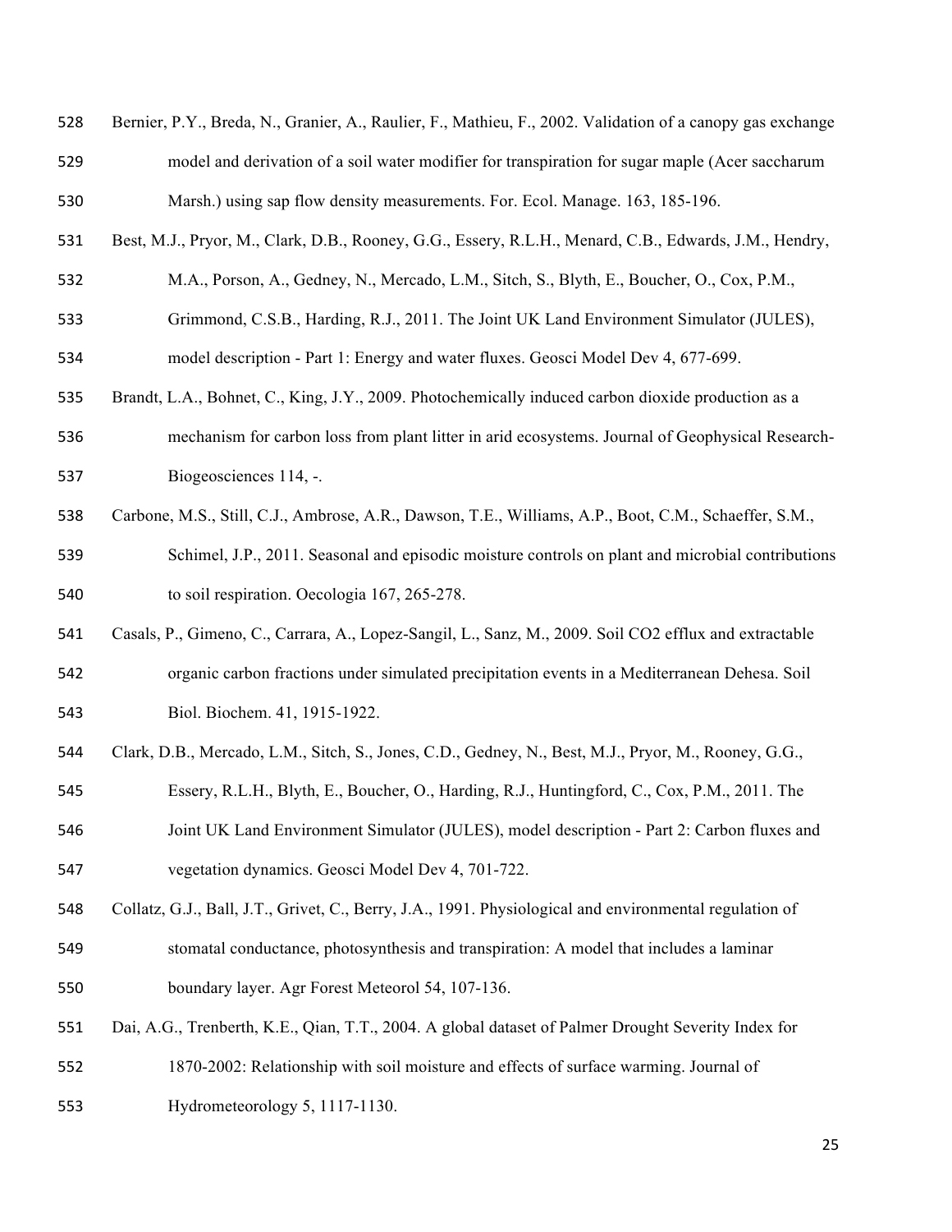528 Bernier, P.Y., Breda, N., Granier, A., Raulier, F., Mathieu, F., 2002. Validation of a canopy gas exchange
529 model and derivation of a soil water modifier for transpiration for sugar maple (Acer saccharum
530 Marsh.) using sap flow density measurements. For. Ecol. Manage. 163, 185-196.

531 Best, M.J., Pryor, M., Clark, D.B., Rooney, G.G., Essery, R.L.H., Menard, C.B., Edwards, J.M., Hendry,
532 M.A., Porson, A., Gedney, N., Mercado, L.M., Sitch, S., Blyth, E., Boucher, O., Cox, P.M.,
533 Grimmond, C.S.B., Harding, R.J., 2011. The Joint UK Land Environment Simulator (JULES),
534 model description - Part 1: Energy and water fluxes. Geosci Model Dev 4, 677-699.

535 Brandt, L.A., Bohnet, C., King, J.Y., 2009. Photochemically induced carbon dioxide production as a
536 mechanism for carbon loss from plant litter in arid ecosystems. Journal of Geophysical Research-
537 Biogeosciences 114, -.

538 Carbone, M.S., Still, C.J., Ambrose, A.R., Dawson, T.E., Williams, A.P., Boot, C.M., Schaeffer, S.M.,
539 Schimel, J.P., 2011. Seasonal and episodic moisture controls on plant and microbial contributions
540 to soil respiration. Oecologia 167, 265-278.

541 Casals, P., Gimeno, C., Carrara, A., Lopez-Sangil, L., Sanz, M., 2009. Soil CO2 efflux and extractable
542 organic carbon fractions under simulated precipitation events in a Mediterranean Dehesa. Soil
543 Biol. Biochem. 41, 1915-1922.

544 Clark, D.B., Mercado, L.M., Sitch, S., Jones, C.D., Gedney, N., Best, M.J., Pryor, M., Rooney, G.G.,
545 Essery, R.L.H., Blyth, E., Boucher, O., Harding, R.J., Huntingford, C., Cox, P.M., 2011. The
546 Joint UK Land Environment Simulator (JULES), model description - Part 2: Carbon fluxes and
547 vegetation dynamics. Geosci Model Dev 4, 701-722.

548 Collatz, G.J., Ball, J.T., Grivet, C., Berry, J.A., 1991. Physiological and environmental regulation of
549 stomatal conductance, photosynthesis and transpiration: A model that includes a laminar
550 boundary layer. Agr Forest Meteorol 54, 107-136.

551 Dai, A.G., Trenberth, K.E., Qian, T.T., 2004. A global dataset of Palmer Drought Severity Index for
552 1870-2002: Relationship with soil moisture and effects of surface warming. Journal of
553 Hydrometeorology 5, 1117-1130.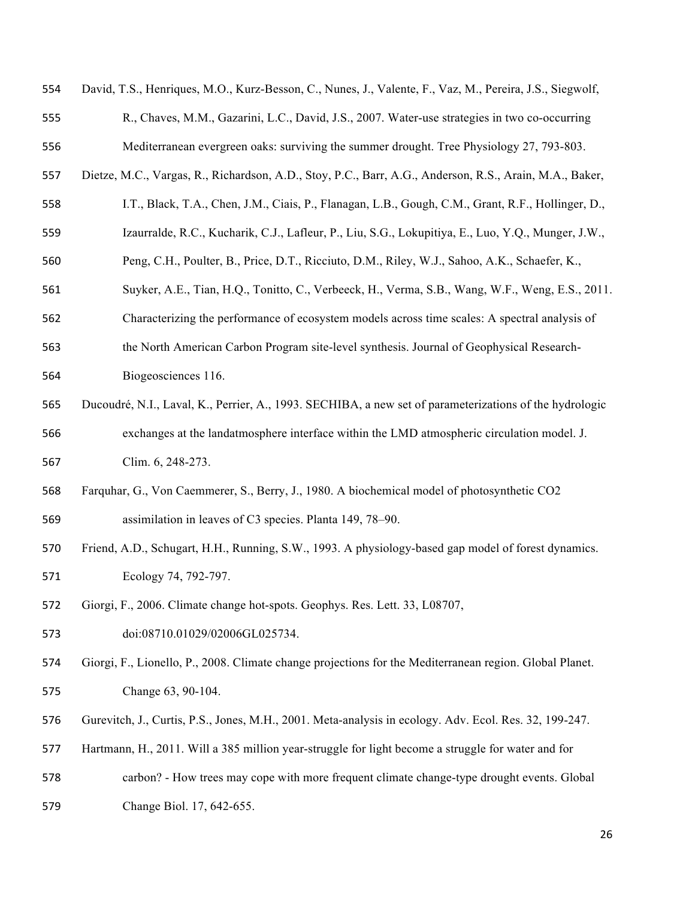David, T.S., Henriques, M.O., Kurz-Besson, C., Nunes, J., Valente, F., Vaz, M., Pereira, J.S., Siegwolf, R., Chaves, M.M., Gazarini, L.C., David, J.S., 2007. Water-use strategies in two co-occurring Mediterranean evergreen oaks: surviving the summer drought. Tree Physiology 27, 793-803.

Dietze, M.C., Vargas, R., Richardson, A.D., Stoy, P.C., Barr, A.G., Anderson, R.S., Arain, M.A., Baker, I.T., Black, T.A., Chen, J.M., Ciais, P., Flanagan, L.B., Gough, C.M., Grant, R.F., Hollinger, D., Izaurralde, R.C., Kucharik, C.J., Lafleur, P., Liu, S.G., Lokupitiya, E., Luo, Y.Q., Munger, J.W., Peng, C.H., Poulter, B., Price, D.T., Ricciuto, D.M., Riley, W.J., Sahoo, A.K., Schaefer, K., Suyker, A.E., Tian, H.Q., Tonitto, C., Verbeeck, H., Verma, S.B., Wang, W.F., Weng, E.S., 2011. Characterizing the performance of ecosystem models across time scales: A spectral analysis of the North American Carbon Program site-level synthesis. Journal of Geophysical Research-Biogeosciences 116.

Ducoudré, N.I., Laval, K., Perrier, A., 1993. SECHIBA, a new set of parameterizations of the hydrologic exchanges at the landatmosphere interface within the LMD atmospheric circulation model. J. Clim. 6, 248-273.

Farquhar, G., Von Caemmerer, S., Berry, J., 1980. A biochemical model of photosynthetic CO2 assimilation in leaves of C3 species. Planta 149, 78–90.

Friend, A.D., Schugart, H.H., Running, S.W., 1993. A physiology-based gap model of forest dynamics. Ecology 74, 792-797.

Giorgi, F., 2006. Climate change hot-spots. Geophys. Res. Lett. 33, L08707, doi:08710.01029/02006GL025734.

Giorgi, F., Lionello, P., 2008. Climate change projections for the Mediterranean region. Global Planet. Change 63, 90-104.

Gurevitch, J., Curtis, P.S., Jones, M.H., 2001. Meta-analysis in ecology. Adv. Ecol. Res. 32, 199-247.

Hartmann, H., 2011. Will a 385 million year-struggle for light become a struggle for water and for carbon? - How trees may cope with more frequent climate change-type drought events. Global Change Biol. 17, 642-655.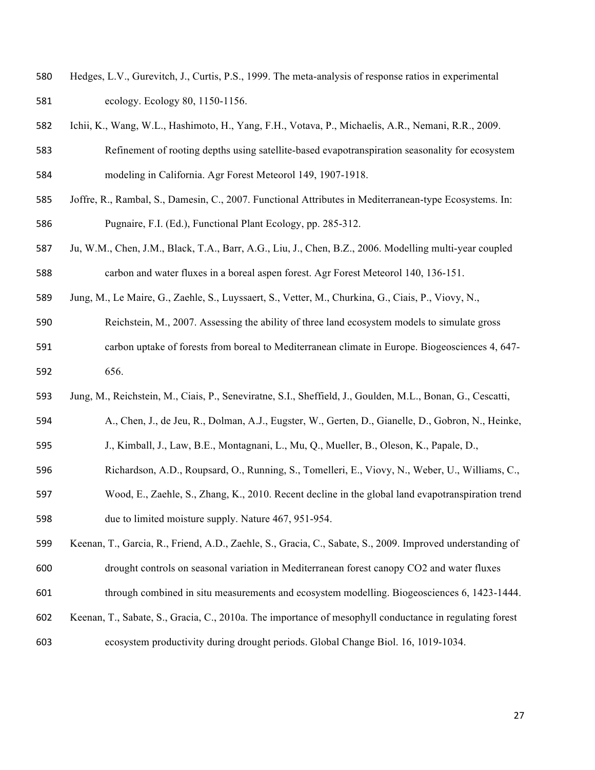Hedges, L.V., Gurevitch, J., Curtis, P.S., 1999. The meta-analysis of response ratios in experimental ecology. Ecology 80, 1150-1156.

Ichii, K., Wang, W.L., Hashimoto, H., Yang, F.H., Votava, P., Michaelis, A.R., Nemani, R.R., 2009. Refinement of rooting depths using satellite-based evapotranspiration seasonality for ecosystem modeling in California. Agr Forest Meteorol 149, 1907-1918.

Joffre, R., Rambal, S., Damesin, C., 2007. Functional Attributes in Mediterranean-type Ecosystems. In: Pugnaire, F.I. (Ed.), Functional Plant Ecology, pp. 285-312.

Ju, W.M., Chen, J.M., Black, T.A., Barr, A.G., Liu, J., Chen, B.Z., 2006. Modelling multi-year coupled carbon and water fluxes in a boreal aspen forest. Agr Forest Meteorol 140, 136-151.

Jung, M., Le Maire, G., Zaehle, S., Luyssaert, S., Vetter, M., Churkina, G., Ciais, P., Viovy, N., Reichstein, M., 2007. Assessing the ability of three land ecosystem models to simulate gross carbon uptake of forests from boreal to Mediterranean climate in Europe. Biogeosciences 4, 647-656.

Jung, M., Reichstein, M., Ciais, P., Seneviratne, S.I., Sheffield, J., Goulden, M.L., Bonan, G., Cescatti, A., Chen, J., de Jeu, R., Dolman, A.J., Eugster, W., Gerten, D., Gianelle, D., Gobron, N., Heinke, J., Kimball, J., Law, B.E., Montagnani, L., Mu, Q., Mueller, B., Oleson, K., Papale, D., Richardson, A.D., Roupsard, O., Running, S., Tomelleri, E., Viovy, N., Weber, U., Williams, C., Wood, E., Zaehle, S., Zhang, K., 2010. Recent decline in the global land evapotranspiration trend due to limited moisture supply. Nature 467, 951-954.

Keenan, T., Garcia, R., Friend, A.D., Zaehle, S., Gracia, C., Sabate, S., 2009. Improved understanding of drought controls on seasonal variation in Mediterranean forest canopy CO2 and water fluxes through combined in situ measurements and ecosystem modelling. Biogeosciences 6, 1423-1444.

Keenan, T., Sabate, S., Gracia, C., 2010a. The importance of mesophyll conductance in regulating forest ecosystem productivity during drought periods. Global Change Biol. 16, 1019-1034.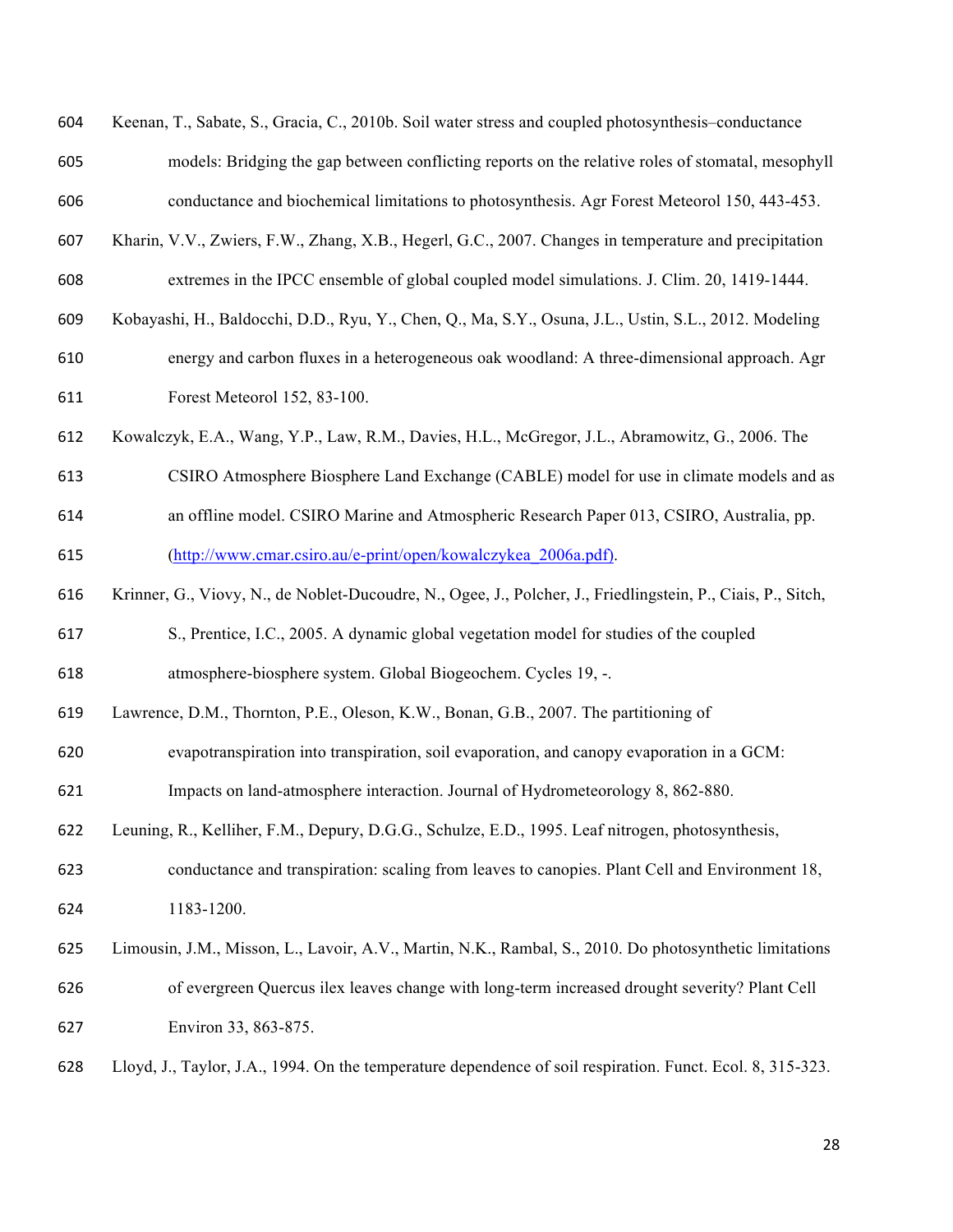Keenan, T., Sabate, S., Gracia, C., 2010b. Soil water stress and coupled photosynthesis–conductance models: Bridging the gap between conflicting reports on the relative roles of stomatal, mesophyll conductance and biochemical limitations to photosynthesis. Agr Forest Meteorol 150, 443-453.

Kharin, V.V., Zwiers, F.W., Zhang, X.B., Hegerl, G.C., 2007. Changes in temperature and precipitation extremes in the IPCC ensemble of global coupled model simulations. J. Clim. 20, 1419-1444.

Kobayashi, H., Baldocchi, D.D., Ryu, Y., Chen, Q., Ma, S.Y., Osuna, J.L., Ustin, S.L., 2012. Modeling energy and carbon fluxes in a heterogeneous oak woodland: A three-dimensional approach. Agr Forest Meteorol 152, 83-100.

Kowalczyk, E.A., Wang, Y.P., Law, R.M., Davies, H.L., McGregor, J.L., Abramowitz, G., 2006. The CSIRO Atmosphere Biosphere Land Exchange (CABLE) model for use in climate models and as an offline model. CSIRO Marine and Atmospheric Research Paper 013, CSIRO, Australia, pp. (http://www.cmar.csiro.au/e-print/open/kowalczykea_2006a.pdf).

Krinner, G., Viovy, N., de Noblet-Ducoudre, N., Ogee, J., Polcher, J., Friedlingstein, P., Ciais, P., Sitch, S., Prentice, I.C., 2005. A dynamic global vegetation model for studies of the coupled atmosphere-biosphere system. Global Biogeochem. Cycles 19, -.

Lawrence, D.M., Thornton, P.E., Oleson, K.W., Bonan, G.B., 2007. The partitioning of evapotranspiration into transpiration, soil evaporation, and canopy evaporation in a GCM: Impacts on land-atmosphere interaction. Journal of Hydrometeorology 8, 862-880.

Leuning, R., Kelliher, F.M., Depury, D.G.G., Schulze, E.D., 1995. Leaf nitrogen, photosynthesis, conductance and transpiration: scaling from leaves to canopies. Plant Cell and Environment 18, 1183-1200.

Limousin, J.M., Misson, L., Lavoir, A.V., Martin, N.K., Rambal, S., 2010. Do photosynthetic limitations of evergreen Quercus ilex leaves change with long-term increased drought severity? Plant Cell Environ 33, 863-875.

Lloyd, J., Taylor, J.A., 1994. On the temperature dependence of soil respiration. Funct. Ecol. 8, 315-323.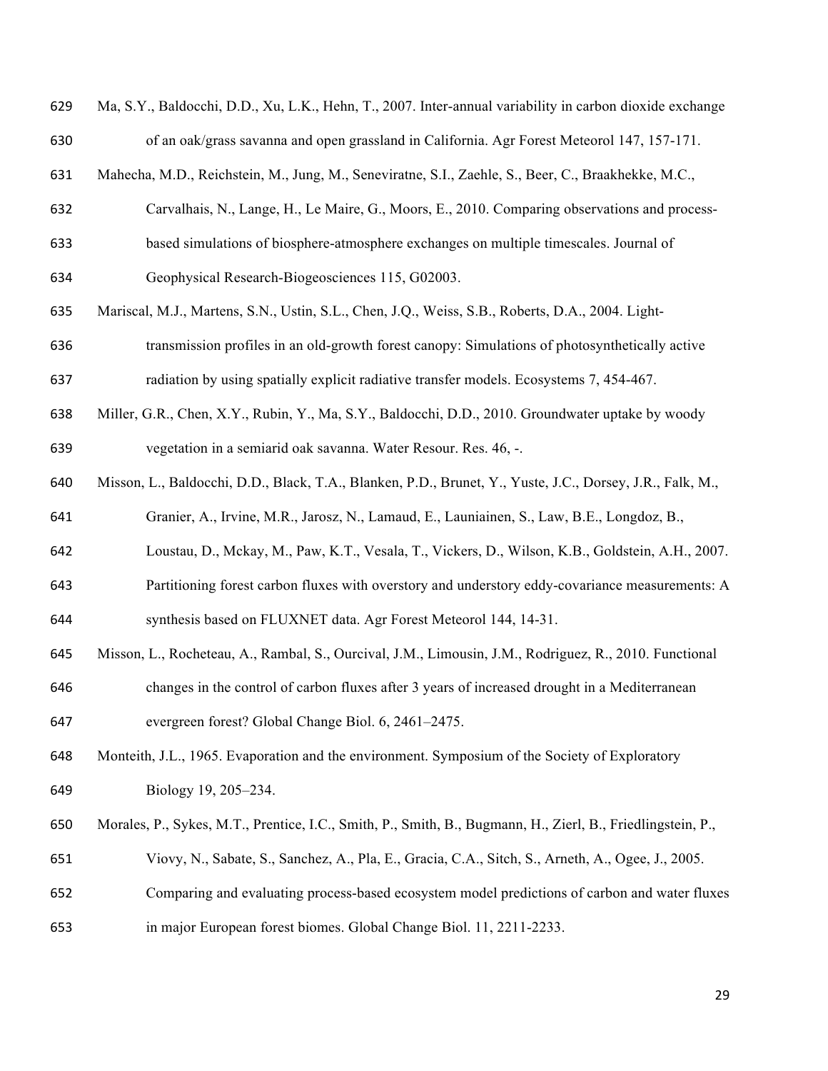Ma, S.Y., Baldocchi, D.D., Xu, L.K., Hehn, T., 2007. Inter-annual variability in carbon dioxide exchange of an oak/grass savanna and open grassland in California. Agr Forest Meteorol 147, 157-171.

Mahecha, M.D., Reichstein, M., Jung, M., Seneviratne, S.I., Zaehle, S., Beer, C., Braakhekke, M.C., Carvalhais, N., Lange, H., Le Maire, G., Moors, E., 2010. Comparing observations and process-based simulations of biosphere-atmosphere exchanges on multiple timescales. Journal of Geophysical Research-Biogeosciences 115, G02003.

Mariscal, M.J., Martens, S.N., Ustin, S.L., Chen, J.Q., Weiss, S.B., Roberts, D.A., 2004. Light-transmission profiles in an old-growth forest canopy: Simulations of photosynthetically active radiation by using spatially explicit radiative transfer models. Ecosystems 7, 454-467.

Miller, G.R., Chen, X.Y., Rubin, Y., Ma, S.Y., Baldocchi, D.D., 2010. Groundwater uptake by woody vegetation in a semiarid oak savanna. Water Resour. Res. 46, -.

Misson, L., Baldocchi, D.D., Black, T.A., Blanken, P.D., Brunet, Y., Yuste, J.C., Dorsey, J.R., Falk, M., Granier, A., Irvine, M.R., Jarosz, N., Lamaud, E., Launiainen, S., Law, B.E., Longdoz, B., Loustau, D., Mckay, M., Paw, K.T., Vesala, T., Vickers, D., Wilson, K.B., Goldstein, A.H., 2007. Partitioning forest carbon fluxes with overstory and understory eddy-covariance measurements: A synthesis based on FLUXNET data. Agr Forest Meteorol 144, 14-31.

Misson, L., Rocheteau, A., Rambal, S., Ourcival, J.M., Limousin, J.M., Rodriguez, R., 2010. Functional changes in the control of carbon fluxes after 3 years of increased drought in a Mediterranean evergreen forest? Global Change Biol. 6, 2461–2475.

Monteith, J.L., 1965. Evaporation and the environment. Symposium of the Society of Exploratory Biology 19, 205–234.

Morales, P., Sykes, M.T., Prentice, I.C., Smith, P., Smith, B., Bugmann, H., Zierl, B., Friedlingstein, P., Viovy, N., Sabate, S., Sanchez, A., Pla, E., Gracia, C.A., Sitch, S., Arneth, A., Ogee, J., 2005. Comparing and evaluating process-based ecosystem model predictions of carbon and water fluxes in major European forest biomes. Global Change Biol. 11, 2211-2233.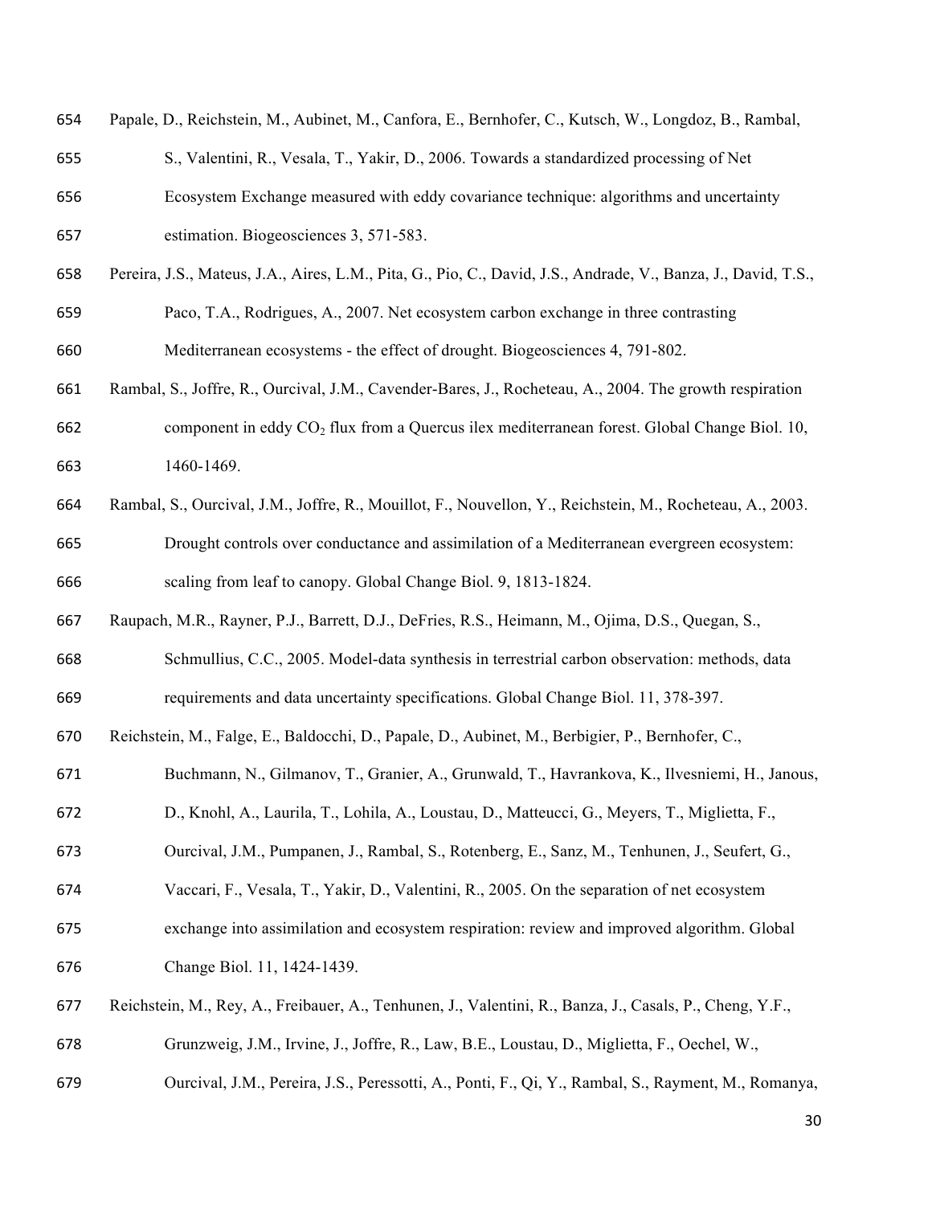Papale, D., Reichstein, M., Aubinet, M., Canfora, E., Bernhofer, C., Kutsch, W., Longdoz, B., Rambal, S., Valentini, R., Vesala, T., Yakir, D., 2006. Towards a standardized processing of Net Ecosystem Exchange measured with eddy covariance technique: algorithms and uncertainty estimation. Biogeosciences 3, 571-583.

Pereira, J.S., Mateus, J.A., Aires, L.M., Pita, G., Pio, C., David, J.S., Andrade, V., Banza, J., David, T.S., Paco, T.A., Rodrigues, A., 2007. Net ecosystem carbon exchange in three contrasting Mediterranean ecosystems - the effect of drought. Biogeosciences 4, 791-802.

Rambal, S., Joffre, R., Ourcival, J.M., Cavender-Bares, J., Rocheteau, A., 2004. The growth respiration component in eddy $CO_2$ flux from a Quercus ilex mediterranean forest. Global Change Biol. 10, 1460-1469.

Rambal, S., Ourcival, J.M., Joffre, R., Mouillot, F., Nouvellon, Y., Reichstein, M., Rocheteau, A., 2003. Drought controls over conductance and assimilation of a Mediterranean evergreen ecosystem: scaling from leaf to canopy. Global Change Biol. 9, 1813-1824.

Raupach, M.R., Rayner, P.J., Barrett, D.J., DeFries, R.S., Heimann, M., Ojima, D.S., Quegan, S., Schmullius, C.C., 2005. Model-data synthesis in terrestrial carbon observation: methods, data requirements and data uncertainty specifications. Global Change Biol. 11, 378-397.

Reichstein, M., Falge, E., Baldocchi, D., Papale, D., Aubinet, M., Berbigier, P., Bernhofer, C., Buchmann, N., Gilmanov, T., Granier, A., Grunwald, T., Havrankova, K., Ilvesniemi, H., Janous, D., Knohl, A., Laurila, T., Lohila, A., Loustau, D., Matteucci, G., Meyers, T., Miglietta, F., Ourcival, J.M., Pumpanen, J., Rambal, S., Rotenberg, E., Sanz, M., Tenhunen, J., Seufert, G., Vaccari, F., Vesala, T., Yakir, D., Valentini, R., 2005. On the separation of net ecosystem exchange into assimilation and ecosystem respiration: review and improved algorithm. Global Change Biol. 11, 1424-1439.

Reichstein, M., Rey, A., Freibauer, A., Tenhunen, J., Valentini, R., Banza, J., Casals, P., Cheng, Y.F., Grunzweig, J.M., Irvine, J., Joffre, R., Law, B.E., Loustau, D., Miglietta, F., Oechel, W., Ourcival, J.M., Pereira, J.S., Peressotti, A., Ponti, F., Qi, Y., Rambal, S., Rayment, M., Romanya,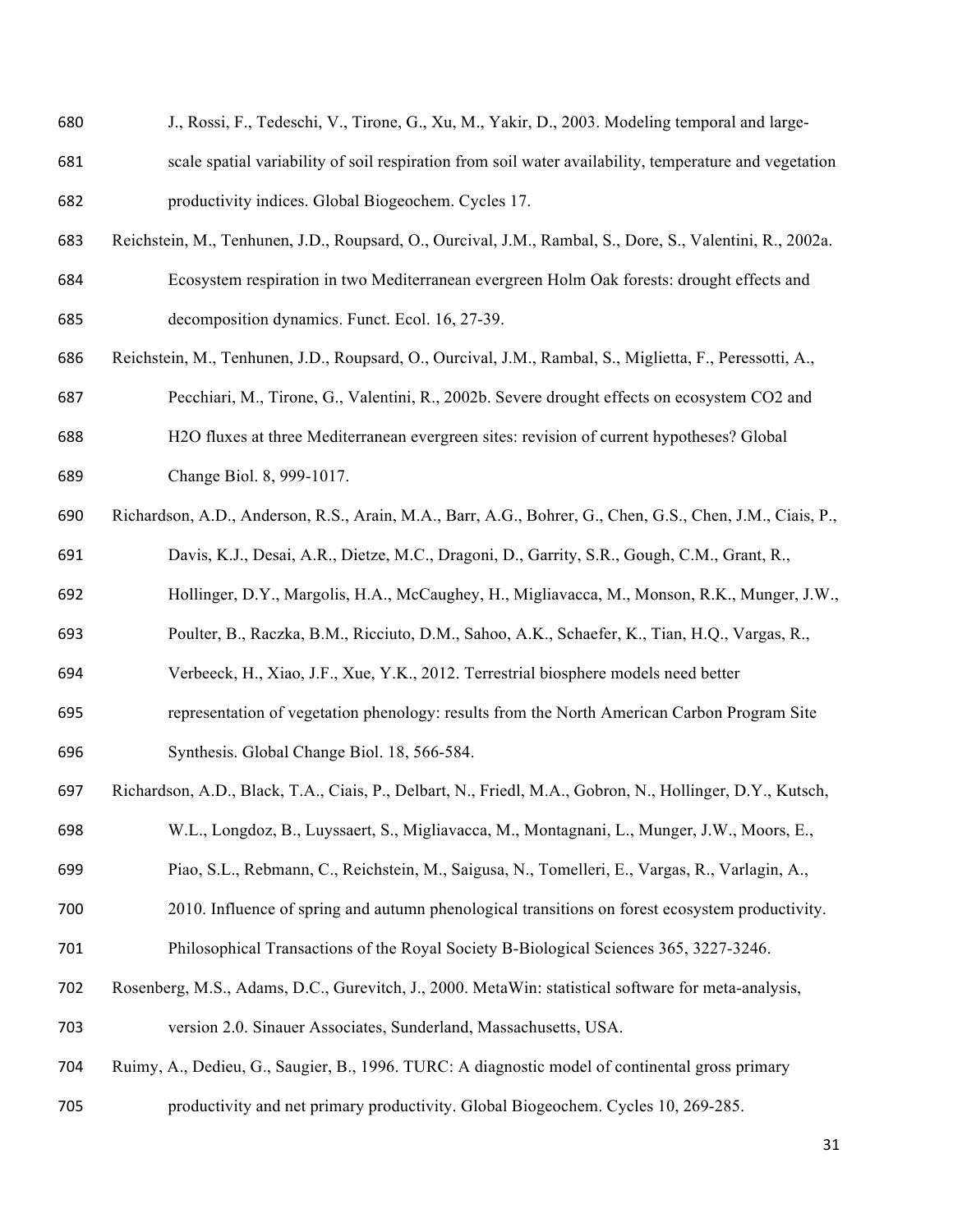J., Rossi, F., Tedeschi, V., Tirone, G., Xu, M., Yakir, D., 2003. Modeling temporal and large-scale spatial variability of soil respiration from soil water availability, temperature and vegetation productivity indices. Global Biogeochem. Cycles 17.

Reichstein, M., Tenhunen, J.D., Roupsard, O., Ourcival, J.M., Rambal, S., Dore, S., Valentini, R., 2002a. Ecosystem respiration in two Mediterranean evergreen Holm Oak forests: drought effects and decomposition dynamics. Funct. Ecol. 16, 27-39.

Reichstein, M., Tenhunen, J.D., Roupsard, O., Ourcival, J.M., Rambal, S., Miglietta, F., Peressotti, A., Pecchiari, M., Tirone, G., Valentini, R., 2002b. Severe drought effects on ecosystem CO2 and H2O fluxes at three Mediterranean evergreen sites: revision of current hypotheses? Global Change Biol. 8, 999-1017.

Richardson, A.D., Anderson, R.S., Arain, M.A., Barr, A.G., Bohrer, G., Chen, G.S., Chen, J.M., Ciais, P., Davis, K.J., Desai, A.R., Dietze, M.C., Dragoni, D., Garrity, S.R., Gough, C.M., Grant, R., Hollinger, D.Y., Margolis, H.A., McCaughey, H., Migliavacca, M., Monson, R.K., Munger, J.W., Poulter, B., Raczka, B.M., Ricciuto, D.M., Sahoo, A.K., Schaefer, K., Tian, H.Q., Vargas, R., Verbeeck, H., Xiao, J.F., Xue, Y.K., 2012. Terrestrial biosphere models need better representation of vegetation phenology: results from the North American Carbon Program Site Synthesis. Global Change Biol. 18, 566-584.

Richardson, A.D., Black, T.A., Ciais, P., Delbart, N., Friedl, M.A., Gobron, N., Hollinger, D.Y., Kutsch, W.L., Longdoz, B., Luyssaert, S., Migliavacca, M., Montagnani, L., Munger, J.W., Moors, E., Piao, S.L., Rebmann, C., Reichstein, M., Saigusa, N., Tomelleri, E., Vargas, R., Varlagin, A., 2010. Influence of spring and autumn phenological transitions on forest ecosystem productivity. Philosophical Transactions of the Royal Society B-Biological Sciences 365, 3227-3246.

Rosenberg, M.S., Adams, D.C., Gurevitch, J., 2000. MetaWin: statistical software for meta-analysis, version 2.0. Sinauer Associates, Sunderland, Massachusetts, USA.

Ruimy, A., Dedieu, G., Saugier, B., 1996. TURC: A diagnostic model of continental gross primary productivity and net primary productivity. Global Biogeochem. Cycles 10, 269-285.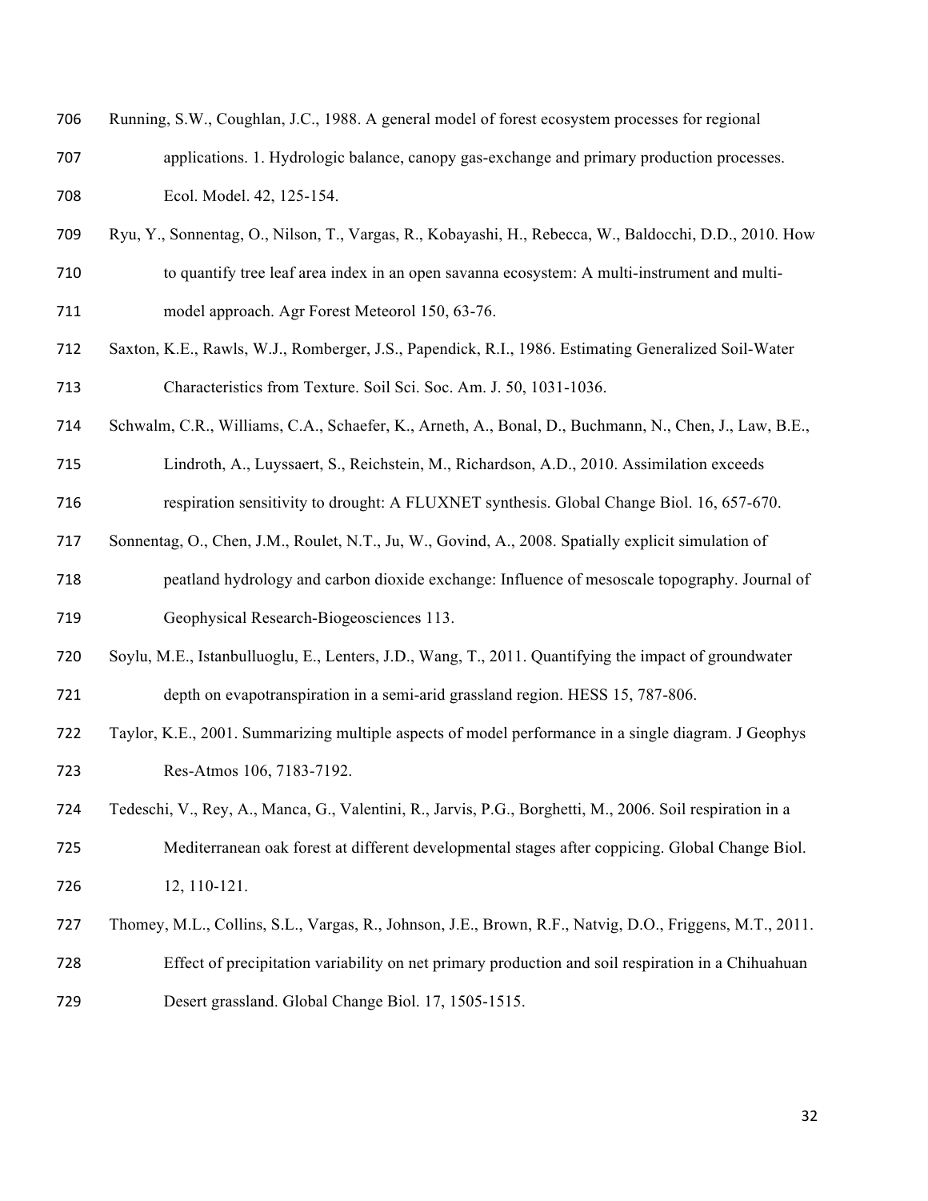Running, S.W., Coughlan, J.C., 1988. A general model of forest ecosystem processes for regional applications. 1. Hydrologic balance, canopy gas-exchange and primary production processes. Ecol. Model. 42, 125-154.

Ryu, Y., Sonnentag, O., Nilson, T., Vargas, R., Kobayashi, H., Rebecca, W., Baldocchi, D.D., 2010. How to quantify tree leaf area index in an open savanna ecosystem: A multi-instrument and multi-model approach. Agr Forest Meteorol 150, 63-76.

Saxton, K.E., Rawls, W.J., Romberger, J.S., Papendick, R.I., 1986. Estimating Generalized Soil-Water Characteristics from Texture. Soil Sci. Soc. Am. J. 50, 1031-1036.

Schwalm, C.R., Williams, C.A., Schaefer, K., Arneth, A., Bonal, D., Buchmann, N., Chen, J., Law, B.E., Lindroth, A., Luyssaert, S., Reichstein, M., Richardson, A.D., 2010. Assimilation exceeds respiration sensitivity to drought: A FLUXNET synthesis. Global Change Biol. 16, 657-670.

Sonnentag, O., Chen, J.M., Roulet, N.T., Ju, W., Govind, A., 2008. Spatially explicit simulation of peatland hydrology and carbon dioxide exchange: Influence of mesoscale topography. Journal of Geophysical Research-Biogeosciences 113.

Soylu, M.E., Istanbulluoglu, E., Lenters, J.D., Wang, T., 2011. Quantifying the impact of groundwater depth on evapotranspiration in a semi-arid grassland region. HESS 15, 787-806.

Taylor, K.E., 2001. Summarizing multiple aspects of model performance in a single diagram. J Geophys Res-Atmos 106, 7183-7192.

Tedeschi, V., Rey, A., Manca, G., Valentini, R., Jarvis, P.G., Borghetti, M., 2006. Soil respiration in a Mediterranean oak forest at different developmental stages after coppicing. Global Change Biol. 12, 110-121.

Thomey, M.L., Collins, S.L., Vargas, R., Johnson, J.E., Brown, R.F., Natvig, D.O., Friggens, M.T., 2011. Effect of precipitation variability on net primary production and soil respiration in a Chihuahuan Desert grassland. Global Change Biol. 17, 1505-1515.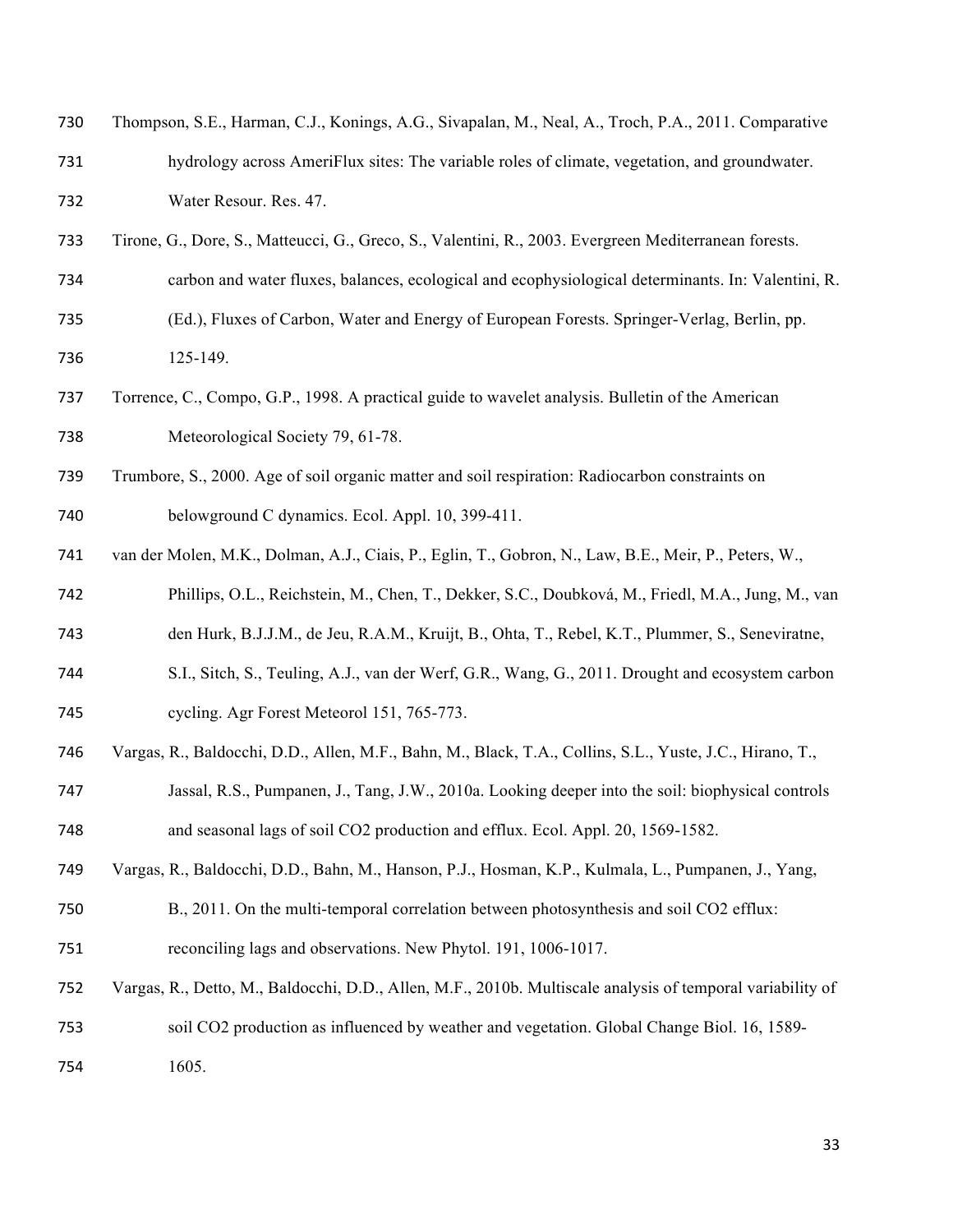Thompson, S.E., Harman, C.J., Konings, A.G., Sivapalan, M., Neal, A., Troch, P.A., 2011. Comparative hydrology across AmeriFlux sites: The variable roles of climate, vegetation, and groundwater. Water Resour. Res. 47.

Tirone, G., Dore, S., Matteucci, G., Greco, S., Valentini, R., 2003. Evergreen Mediterranean forests. carbon and water fluxes, balances, ecological and ecophysiological determinants. In: Valentini, R. (Ed.), Fluxes of Carbon, Water and Energy of European Forests. Springer-Verlag, Berlin, pp. 125-149.

Torrence, C., Compo, G.P., 1998. A practical guide to wavelet analysis. Bulletin of the American Meteorological Society 79, 61-78.

Trumbore, S., 2000. Age of soil organic matter and soil respiration: Radiocarbon constraints on belowground C dynamics. Ecol. Appl. 10, 399-411.

van der Molen, M.K., Dolman, A.J., Ciais, P., Eglin, T., Gobron, N., Law, B.E., Meir, P., Peters, W., Phillips, O.L., Reichstein, M., Chen, T., Dekker, S.C., Doubková, M., Friedl, M.A., Jung, M., van den Hurk, B.J.J.M., de Jeu, R.A.M., Kruijt, B., Ohta, T., Rebel, K.T., Plummer, S., Seneviratne, S.I., Sitch, S., Teuling, A.J., van der Werf, G.R., Wang, G., 2011. Drought and ecosystem carbon cycling. Agr Forest Meteorol 151, 765-773.

Vargas, R., Baldocchi, D.D., Allen, M.F., Bahn, M., Black, T.A., Collins, S.L., Yuste, J.C., Hirano, T., Jassal, R.S., Pumpanen, J., Tang, J.W., 2010a. Looking deeper into the soil: biophysical controls and seasonal lags of soil CO2 production and efflux. Ecol. Appl. 20, 1569-1582.

Vargas, R., Baldocchi, D.D., Bahn, M., Hanson, P.J., Hosman, K.P., Kulmala, L., Pumpanen, J., Yang, B., 2011. On the multi-temporal correlation between photosynthesis and soil CO2 efflux: reconciling lags and observations. New Phytol. 191, 1006-1017.

Vargas, R., Detto, M., Baldocchi, D.D., Allen, M.F., 2010b. Multiscale analysis of temporal variability of soil CO2 production as influenced by weather and vegetation. Global Change Biol. 16, 1589-1605.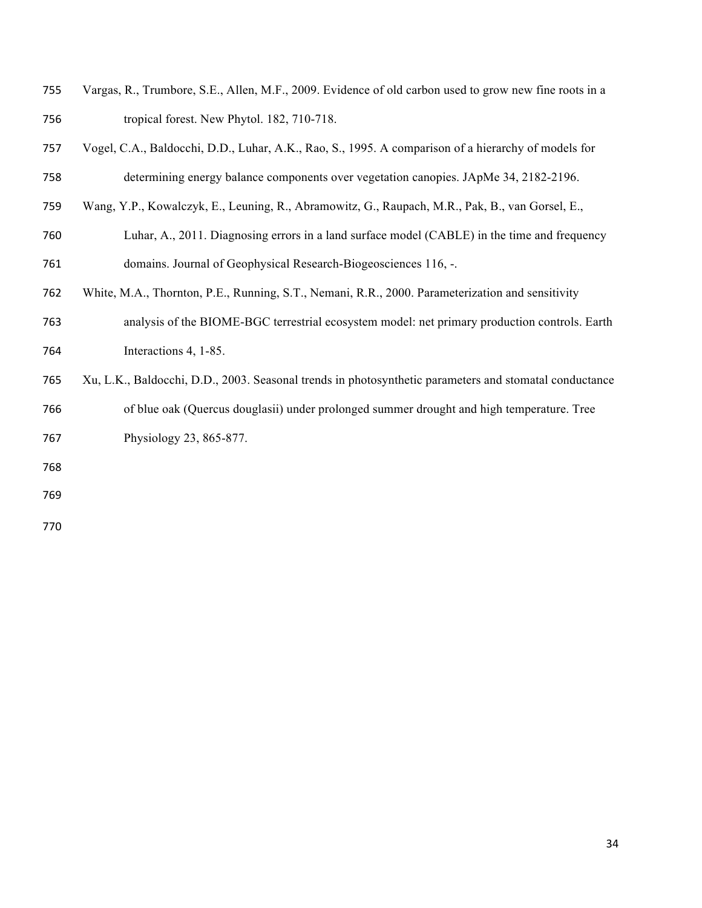Vargas, R., Trumbore, S.E., Allen, M.F., 2009. Evidence of old carbon used to grow new fine roots in a tropical forest. New Phytol. 182, 710-718.

Vogel, C.A., Baldocchi, D.D., Luhar, A.K., Rao, S., 1995. A comparison of a hierarchy of models for determining energy balance components over vegetation canopies. JApMe 34, 2182-2196.

Wang, Y.P., Kowalczyk, E., Leuning, R., Abramowitz, G., Raupach, M.R., Pak, B., van Gorsel, E., Luhar, A., 2011. Diagnosing errors in a land surface model (CABLE) in the time and frequency domains. Journal of Geophysical Research-Biogeosciences 116, -.

White, M.A., Thornton, P.E., Running, S.T., Nemani, R.R., 2000. Parameterization and sensitivity analysis of the BIOME-BGC terrestrial ecosystem model: net primary production controls. Earth Interactions 4, 1-85.

Xu, L.K., Baldocchi, D.D., 2003. Seasonal trends in photosynthetic parameters and stomatal conductance of blue oak (Quercus douglasii) under prolonged summer drought and high temperature. Tree Physiology 23, 865-877.